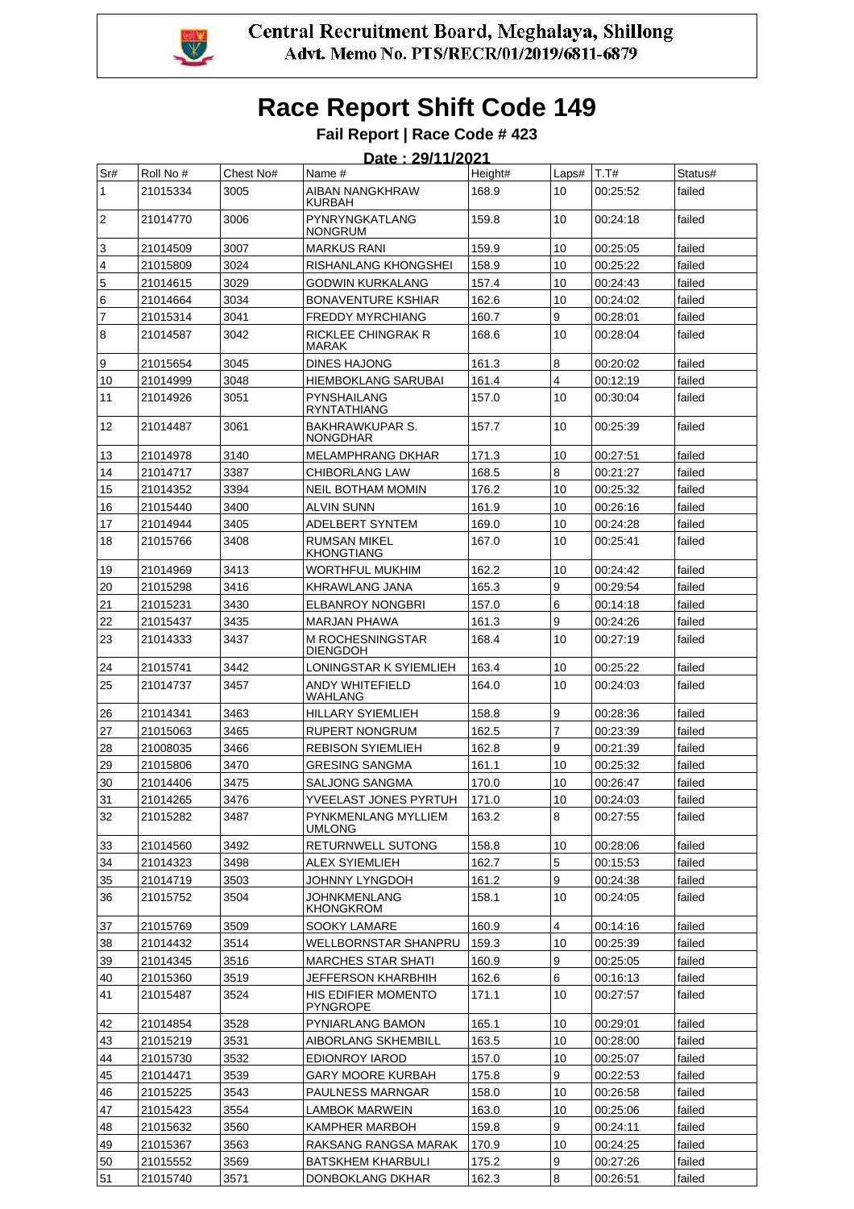Central Recruitment Board, Meghalaya, Shillong
Advt. Memo No. PTS/RECR/01/2019/6811-6879

# Race Report Shift Code 149

## Fail Report | Race Code # 423

**Date : 29/11/2021**

| Sr# | Roll No # | Chest No# | Name # | Height# | Laps# | T.T# | Status# |
|---|---|---|---|---|---|---|---|
| 1 | 21015334 | 3005 | AIBAN NANGKHRAW KURBAH | 168.9 | 10 | 00:25:52 | failed |
| 2 | 21014770 | 3006 | PYNRYNGKATLANG NONGRUM | 159.8 | 10 | 00:24:18 | failed |
| 3 | 21014509 | 3007 | MARKUS RANI | 159.9 | 10 | 00:25:05 | failed |
| 4 | 21015809 | 3024 | RISHANLANG KHONGSHEI | 158.9 | 10 | 00:25:22 | failed |
| 5 | 21014615 | 3029 | GODWIN KURKALANG | 157.4 | 10 | 00:24:43 | failed |
| 6 | 21014664 | 3034 | BONAVENTURE KSHIAR | 162.6 | 10 | 00:24:02 | failed |
| 7 | 21015314 | 3041 | FREDDY MYRCHIANG | 160.7 | 9 | 00:28:01 | failed |
| 8 | 21014587 | 3042 | RICKLEE CHINGRAK R MARAK | 168.6 | 10 | 00:28:04 | failed |
| 9 | 21015654 | 3045 | DINES HAJONG | 161.3 | 8 | 00:20:02 | failed |
| 10 | 21014999 | 3048 | HIEMBOKLANG SARUBAI | 161.4 | 4 | 00:12:19 | failed |
| 11 | 21014926 | 3051 | PYNSHAILANG RYNTATHIANG | 157.0 | 10 | 00:30:04 | failed |
| 12 | 21014487 | 3061 | BAKHRAWKUPAR S. NONGDHAR | 157.7 | 10 | 00:25:39 | failed |
| 13 | 21014978 | 3140 | MELAMPHRANG DKHAR | 171.3 | 10 | 00:27:51 | failed |
| 14 | 21014717 | 3387 | CHIBORLANG LAW | 168.5 | 8 | 00:21:27 | failed |
| 15 | 21014352 | 3394 | NEIL BOTHAM MOMIN | 176.2 | 10 | 00:25:32 | failed |
| 16 | 21015440 | 3400 | ALVIN SUNN | 161.9 | 10 | 00:26:16 | failed |
| 17 | 21014944 | 3405 | ADELBERT SYNTEM | 169.0 | 10 | 00:24:28 | failed |
| 18 | 21015766 | 3408 | RUMSAN MIKEL KHONGTIANG | 167.0 | 10 | 00:25:41 | failed |
| 19 | 21014969 | 3413 | WORTHFUL MUKHIM | 162.2 | 10 | 00:24:42 | failed |
| 20 | 21015298 | 3416 | KHRAWLANG JANA | 165.3 | 9 | 00:29:54 | failed |
| 21 | 21015231 | 3430 | ELBANROY NONGBRI | 157.0 | 6 | 00:14:18 | failed |
| 22 | 21015437 | 3435 | MARJAN PHAWA | 161.3 | 9 | 00:24:26 | failed |
| 23 | 21014333 | 3437 | M ROCHESNINGSTAR DIENGDOH | 168.4 | 10 | 00:27:19 | failed |
| 24 | 21015741 | 3442 | LONINGSTAR K SYIEMLIEH | 163.4 | 10 | 00:25:22 | failed |
| 25 | 21014737 | 3457 | ANDY WHITEFIELD WAHLANG | 164.0 | 10 | 00:24:03 | failed |
| 26 | 21014341 | 3463 | HILLARY SYIEMLIEH | 158.8 | 9 | 00:28:36 | failed |
| 27 | 21015063 | 3465 | RUPERT NONGRUM | 162.5 | 7 | 00:23:39 | failed |
| 28 | 21008035 | 3466 | REBISON SYIEMLIEH | 162.8 | 9 | 00:21:39 | failed |
| 29 | 21015806 | 3470 | GRESING SANGMA | 161.1 | 10 | 00:25:32 | failed |
| 30 | 21014406 | 3475 | SALJONG SANGMA | 170.0 | 10 | 00:26:47 | failed |
| 31 | 21014265 | 3476 | YVEELAST JONES PYRTUH | 171.0 | 10 | 00:24:03 | failed |
| 32 | 21015282 | 3487 | PYNKMENLANG MYLLIEM UMLONG | 163.2 | 8 | 00:27:55 | failed |
| 33 | 21014560 | 3492 | RETURNWELL SUTONG | 158.8 | 10 | 00:28:06 | failed |
| 34 | 21014323 | 3498 | ALEX SYIEMLIEH | 162.7 | 5 | 00:15:53 | failed |
| 35 | 21014719 | 3503 | JOHNNY LYNGDOH | 161.2 | 9 | 00:24:38 | failed |
| 36 | 21015752 | 3504 | JOHNKMENLANG KHONGKROM | 158.1 | 10 | 00:24:05 | failed |
| 37 | 21015769 | 3509 | SOOKY LAMARE | 160.9 | 4 | 00:14:16 | failed |
| 38 | 21014432 | 3514 | WELLBORNSTAR SHANPRU | 159.3 | 10 | 00:25:39 | failed |
| 39 | 21014345 | 3516 | MARCHES STAR SHATI | 160.9 | 9 | 00:25:05 | failed |
| 40 | 21015360 | 3519 | JEFFERSON KHARBHIH | 162.6 | 6 | 00:16:13 | failed |
| 41 | 21015487 | 3524 | HIS EDIFIER MOMENTO PYNGROPE | 171.1 | 10 | 00:27:57 | failed |
| 42 | 21014854 | 3528 | PYNIARLANG BAMON | 165.1 | 10 | 00:29:01 | failed |
| 43 | 21015219 | 3531 | AIBORLANG SKHEMBILL | 163.5 | 10 | 00:28:00 | failed |
| 44 | 21015730 | 3532 | EDIONROY IAROD | 157.0 | 10 | 00:25:07 | failed |
| 45 | 21014471 | 3539 | GARY MOORE KURBAH | 175.8 | 9 | 00:22:53 | failed |
| 46 | 21015225 | 3543 | PAULNESS MARNGAR | 158.0 | 10 | 00:26:58 | failed |
| 47 | 21015423 | 3554 | LAMBOK MARWEIN | 163.0 | 10 | 00:25:06 | failed |
| 48 | 21015632 | 3560 | KAMPHER MARBOH | 159.8 | 9 | 00:24:11 | failed |
| 49 | 21015367 | 3563 | RAKSANG RANGSA MARAK | 170.9 | 10 | 00:24:25 | failed |
| 50 | 21015552 | 3569 | BATSKHEM KHARBULI | 175.2 | 9 | 00:27:26 | failed |
| 51 | 21015740 | 3571 | DONBOKLANG DKHAR | 162.3 | 8 | 00:26:51 | failed |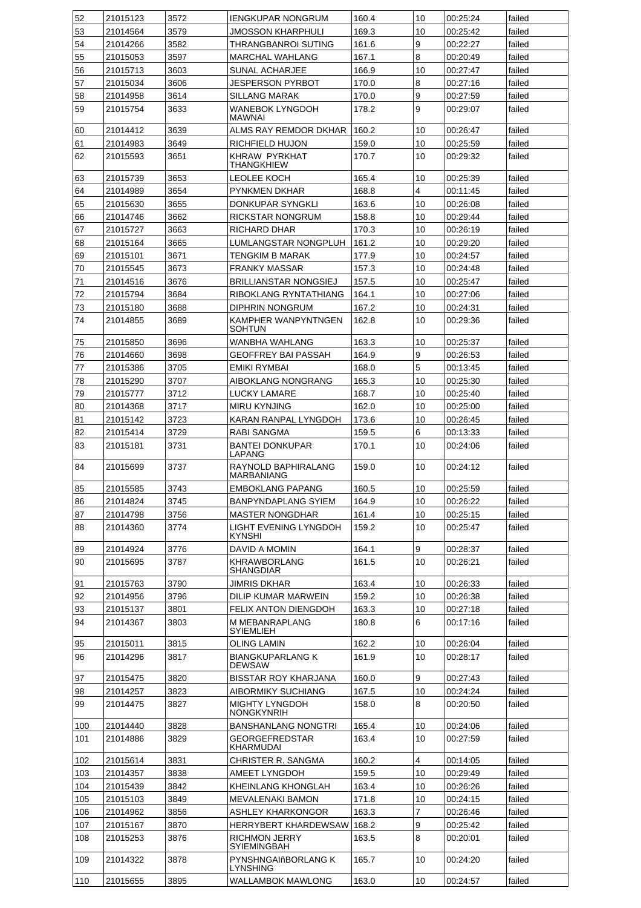| 52 | 21015123 | 3572 | IENGKUPAR NONGRUM | 160.4 | 10 | 00:25:24 | failed |
|---|---|---|---|---|---|---|---|
| 53 | 21014564 | 3579 | JMOSSON KHARPHULI | 169.3 | 10 | 00:25:42 | failed |
| 54 | 21014266 | 3582 | THRANGBANROI SUTING | 161.6 | 9 | 00:22:27 | failed |
| 55 | 21015053 | 3597 | MARCHAL WAHLANG | 167.1 | 8 | 00:20:49 | failed |
| 56 | 21015713 | 3603 | SUNAL ACHARJEE | 166.9 | 10 | 00:27:47 | failed |
| 57 | 21015034 | 3606 | JESPERSON PYRBOT | 170.0 | 8 | 00:27:16 | failed |
| 58 | 21014958 | 3614 | SILLANG MARAK | 170.0 | 9 | 00:27:59 | failed |
| 59 | 21015754 | 3633 | WANEBOK LYNGDOH MAWNAI | 178.2 | 9 | 00:29:07 | failed |
| 60 | 21014412 | 3639 | ALMS RAY REMDOR DKHAR | 160.2 | 10 | 00:26:47 | failed |
| 61 | 21014983 | 3649 | RICHFIELD HUJON | 159.0 | 10 | 00:25:59 | failed |
| 62 | 21015593 | 3651 | KHRAW PYRKHAT THANGKHIEW | 170.7 | 10 | 00:29:32 | failed |
| 63 | 21015739 | 3653 | LEOLEE KOCH | 165.4 | 10 | 00:25:39 | failed |
| 64 | 21014989 | 3654 | PYNKMEN DKHAR | 168.8 | 4 | 00:11:45 | failed |
| 65 | 21015630 | 3655 | DONKUPAR SYNGKLI | 163.6 | 10 | 00:26:08 | failed |
| 66 | 21014746 | 3662 | RICKSTAR NONGRUM | 158.8 | 10 | 00:29:44 | failed |
| 67 | 21015727 | 3663 | RICHARD DHAR | 170.3 | 10 | 00:26:19 | failed |
| 68 | 21015164 | 3665 | LUMLANGSTAR NONGPLUH | 161.2 | 10 | 00:29:20 | failed |
| 69 | 21015101 | 3671 | TENGKIM B MARAK | 177.9 | 10 | 00:24:57 | failed |
| 70 | 21015545 | 3673 | FRANKY MASSAR | 157.3 | 10 | 00:24:48 | failed |
| 71 | 21014516 | 3676 | BRILLIANSTAR NONGSIEJ | 157.5 | 10 | 00:25:47 | failed |
| 72 | 21015794 | 3684 | RIBOKLANG RYNTATHIANG | 164.1 | 10 | 00:27:06 | failed |
| 73 | 21015180 | 3688 | DIPHRIN NONGRUM | 167.2 | 10 | 00:24:31 | failed |
| 74 | 21014855 | 3689 | KAMPHER WANPYNTNGEN SOHTUN | 162.8 | 10 | 00:29:36 | failed |
| 75 | 21015850 | 3696 | WANBHA WAHLANG | 163.3 | 10 | 00:25:37 | failed |
| 76 | 21014660 | 3698 | GEOFFREY BAI PASSAH | 164.9 | 9 | 00:26:53 | failed |
| 77 | 21015386 | 3705 | EMIKI RYMBAI | 168.0 | 5 | 00:13:45 | failed |
| 78 | 21015290 | 3707 | AIBOKLANG NONGRANG | 165.3 | 10 | 00:25:30 | failed |
| 79 | 21015777 | 3712 | LUCKY LAMARE | 168.7 | 10 | 00:25:40 | failed |
| 80 | 21014368 | 3717 | MIRU KYNJING | 162.0 | 10 | 00:25:00 | failed |
| 81 | 21015142 | 3723 | KARAN RANPAL LYNGDOH | 173.6 | 10 | 00:26:45 | failed |
| 82 | 21015414 | 3729 | RABI SANGMA | 159.5 | 6 | 00:13:33 | failed |
| 83 | 21015181 | 3731 | BANTEI DONKUPAR LAPANG | 170.1 | 10 | 00:24:06 | failed |
| 84 | 21015699 | 3737 | RAYNOLD BAPHIRALANG MARBANIANG | 159.0 | 10 | 00:24:12 | failed |
| 85 | 21015585 | 3743 | EMBOKLANG PAPANG | 160.5 | 10 | 00:25:59 | failed |
| 86 | 21014824 | 3745 | BANPYNDAPLANG SYIEM | 164.9 | 10 | 00:26:22 | failed |
| 87 | 21014798 | 3756 | MASTER NONGDHAR | 161.4 | 10 | 00:25:15 | failed |
| 88 | 21014360 | 3774 | LIGHT EVENING LYNGDOH KYNSHI | 159.2 | 10 | 00:25:47 | failed |
| 89 | 21014924 | 3776 | DAVID A MOMIN | 164.1 | 9 | 00:28:37 | failed |
| 90 | 21015695 | 3787 | KHRAWBORLANG SHANGDIAR | 161.5 | 10 | 00:26:21 | failed |
| 91 | 21015763 | 3790 | JIMRIS DKHAR | 163.4 | 10 | 00:26:33 | failed |
| 92 | 21014956 | 3796 | DILIP KUMAR MARWEIN | 159.2 | 10 | 00:26:38 | failed |
| 93 | 21015137 | 3801 | FELIX ANTON DIENGDOH | 163.3 | 10 | 00:27:18 | failed |
| 94 | 21014367 | 3803 | M MEBANRAPLANG SYIEMLIEH | 180.8 | 6 | 00:17:16 | failed |
| 95 | 21015011 | 3815 | OLING LAMIN | 162.2 | 10 | 00:26:04 | failed |
| 96 | 21014296 | 3817 | BIANGKUPARLANG K DEWSAW | 161.9 | 10 | 00:28:17 | failed |
| 97 | 21015475 | 3820 | BISSTAR ROY KHARJANA | 160.0 | 9 | 00:27:43 | failed |
| 98 | 21014257 | 3823 | AIBORMIKY SUCHIANG | 167.5 | 10 | 00:24:24 | failed |
| 99 | 21014475 | 3827 | MIGHTY LYNGDOH NONGKYNRIH | 158.0 | 8 | 00:20:50 | failed |
| 100 | 21014440 | 3828 | BANSHANLANG NONGTRI | 165.4 | 10 | 00:24:06 | failed |
| 101 | 21014886 | 3829 | GEORGEFREDSTAR KHARMUDAI | 163.4 | 10 | 00:27:59 | failed |
| 102 | 21015614 | 3831 | CHRISTER R. SANGMA | 160.2 | 4 | 00:14:05 | failed |
| 103 | 21014357 | 3838 | AMEET LYNGDOH | 159.5 | 10 | 00:29:49 | failed |
| 104 | 21015439 | 3842 | KHEINLANG KHONGLAH | 163.4 | 10 | 00:26:26 | failed |
| 105 | 21015103 | 3849 | MEVALENAKI BAMON | 171.8 | 10 | 00:24:15 | failed |
| 106 | 21014962 | 3856 | ASHLEY KHARKONGOR | 163.3 | 7 | 00:26:46 | failed |
| 107 | 21015167 | 3870 | HERRYBERT KHARDEWSAW | 168.2 | 9 | 00:25:42 | failed |
| 108 | 21015253 | 3876 | RICHMON JERRY SYIEMINGBAH | 163.5 | 8 | 00:20:01 | failed |
| 109 | 21014322 | 3878 | PYNSHNGAIñBORLANG K LYNSHING | 165.7 | 10 | 00:24:20 | failed |
| 110 | 21015655 | 3895 | WALLAMBOK MAWLONG | 163.0 | 10 | 00:24:57 | failed |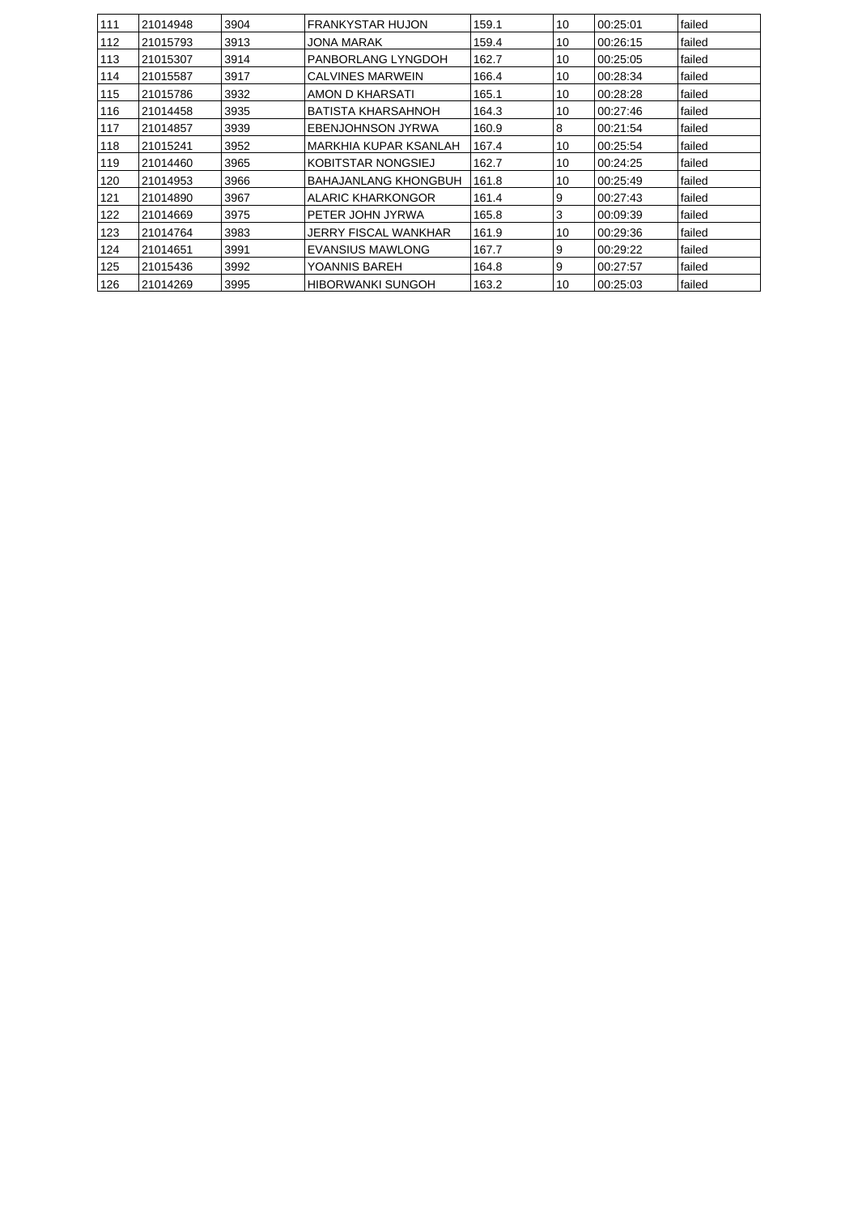| | | | | | | | |
|---|---|---|---|---|---|---|---|
| 111 | 21014948 | 3904 | FRANKYSTAR HUJON | 159.1 | 10 | 00:25:01 | failed |
| 112 | 21015793 | 3913 | JONA MARAK | 159.4 | 10 | 00:26:15 | failed |
| 113 | 21015307 | 3914 | PANBORLANG LYNGDOH | 162.7 | 10 | 00:25:05 | failed |
| 114 | 21015587 | 3917 | CALVINES MARWEIN | 166.4 | 10 | 00:28:34 | failed |
| 115 | 21015786 | 3932 | AMON D KHARSATI | 165.1 | 10 | 00:28:28 | failed |
| 116 | 21014458 | 3935 | BATISTA KHARSAHNOH | 164.3 | 10 | 00:27:46 | failed |
| 117 | 21014857 | 3939 | EBENJOHNSON JYRWA | 160.9 | 8 | 00:21:54 | failed |
| 118 | 21015241 | 3952 | MARKHIA KUPAR KSANLAH | 167.4 | 10 | 00:25:54 | failed |
| 119 | 21014460 | 3965 | KOBITSTAR NONGSIEJ | 162.7 | 10 | 00:24:25 | failed |
| 120 | 21014953 | 3966 | BAHAJANLANG KHONGBUH | 161.8 | 10 | 00:25:49 | failed |
| 121 | 21014890 | 3967 | ALARIC KHARKONGOR | 161.4 | 9 | 00:27:43 | failed |
| 122 | 21014669 | 3975 | PETER JOHN JYRWA | 165.8 | 3 | 00:09:39 | failed |
| 123 | 21014764 | 3983 | JERRY FISCAL WANKHAR | 161.9 | 10 | 00:29:36 | failed |
| 124 | 21014651 | 3991 | EVANSIUS MAWLONG | 167.7 | 9 | 00:29:22 | failed |
| 125 | 21015436 | 3992 | YOANNIS BAREH | 164.8 | 9 | 00:27:57 | failed |
| 126 | 21014269 | 3995 | HIBORWANKI SUNGOH | 163.2 | 10 | 00:25:03 | failed |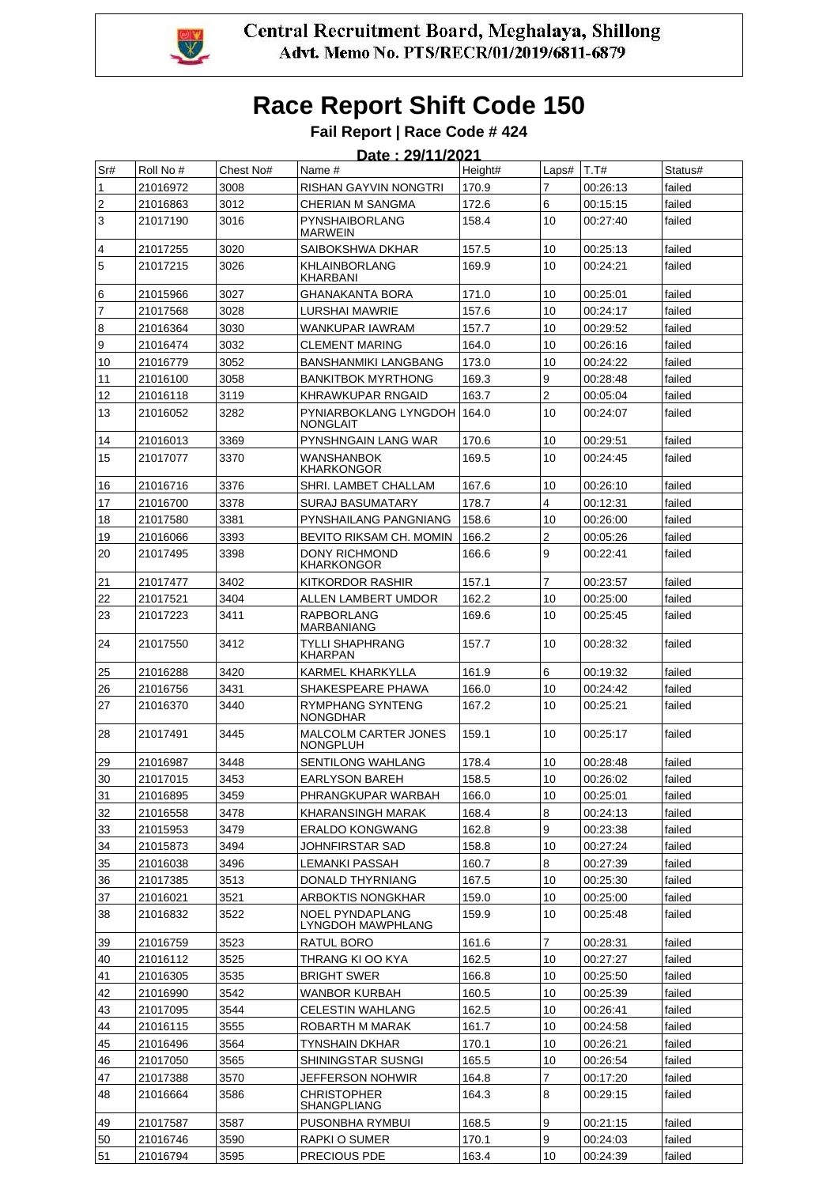Central Recruitment Board, Meghalaya, Shillong
Advt. Memo No. PTS/RECR/01/2019/6811-6879

# Race Report Shift Code 150

**Fail Report | Race Code # 424**

**Date : 29/11/2021**

| Sr# | Roll No # | Chest No# | Name # | Height# | Laps# | T.T# | Status# |
|---|---|---|---|---|---|---|---|
| 1 | 21016972 | 3008 | RISHAN GAYVIN NONGTRI | 170.9 | 7 | 00:26:13 | failed |
| 2 | 21016863 | 3012 | CHERIAN M SANGMA | 172.6 | 6 | 00:15:15 | failed |
| 3 | 21017190 | 3016 | PYNSHAIBORLANG MARWEIN | 158.4 | 10 | 00:27:40 | failed |
| 4 | 21017255 | 3020 | SAIBOKSHWA DKHAR | 157.5 | 10 | 00:25:13 | failed |
| 5 | 21017215 | 3026 | KHLAINBORLANG KHARBANI | 169.9 | 10 | 00:24:21 | failed |
| 6 | 21015966 | 3027 | GHANAKANTA BORA | 171.0 | 10 | 00:25:01 | failed |
| 7 | 21017568 | 3028 | LURSHAI MAWRIE | 157.6 | 10 | 00:24:17 | failed |
| 8 | 21016364 | 3030 | WANKUPAR IAWRAM | 157.7 | 10 | 00:29:52 | failed |
| 9 | 21016474 | 3032 | CLEMENT MARING | 164.0 | 10 | 00:26:16 | failed |
| 10 | 21016779 | 3052 | BANSHANMIKI LANGBANG | 173.0 | 10 | 00:24:22 | failed |
| 11 | 21016100 | 3058 | BANKITBOK MYRTHONG | 169.3 | 9 | 00:28:48 | failed |
| 12 | 21016118 | 3119 | KHRAWKUPAR RNGAID | 163.7 | 2 | 00:05:04 | failed |
| 13 | 21016052 | 3282 | PYNIARBOKLANG LYNGDOH NONGLAIT | 164.0 | 10 | 00:24:07 | failed |
| 14 | 21016013 | 3369 | PYNSHNGAIN LANG WAR | 170.6 | 10 | 00:29:51 | failed |
| 15 | 21017077 | 3370 | WANSHANBOK KHARKONGOR | 169.5 | 10 | 00:24:45 | failed |
| 16 | 21016716 | 3376 | SHRI. LAMBET CHALLAM | 167.6 | 10 | 00:26:10 | failed |
| 17 | 21016700 | 3378 | SURAJ BASUMATARY | 178.7 | 4 | 00:12:31 | failed |
| 18 | 21017580 | 3381 | PYNSHAILANG PANGNIANG | 158.6 | 10 | 00:26:00 | failed |
| 19 | 21016066 | 3393 | BEVITO RIKSAM CH. MOMIN | 166.2 | 2 | 00:05:26 | failed |
| 20 | 21017495 | 3398 | DONY RICHMOND KHARKONGOR | 166.6 | 9 | 00:22:41 | failed |
| 21 | 21017477 | 3402 | KITKORDOR RASHIR | 157.1 | 7 | 00:23:57 | failed |
| 22 | 21017521 | 3404 | ALLEN LAMBERT UMDOR | 162.2 | 10 | 00:25:00 | failed |
| 23 | 21017223 | 3411 | RAPBORLANG MARBANIANG | 169.6 | 10 | 00:25:45 | failed |
| 24 | 21017550 | 3412 | TYLLI SHAPHRANG KHARPAN | 157.7 | 10 | 00:28:32 | failed |
| 25 | 21016288 | 3420 | KARMEL KHARKYLLA | 161.9 | 6 | 00:19:32 | failed |
| 26 | 21016756 | 3431 | SHAKESPEARE PHAWA | 166.0 | 10 | 00:24:42 | failed |
| 27 | 21016370 | 3440 | RYMPHANG SYNTENG NONGDHAR | 167.2 | 10 | 00:25:21 | failed |
| 28 | 21017491 | 3445 | MALCOLM CARTER JONES NONGPLUH | 159.1 | 10 | 00:25:17 | failed |
| 29 | 21016987 | 3448 | SENTILONG WAHLANG | 178.4 | 10 | 00:28:48 | failed |
| 30 | 21017015 | 3453 | EARLYSON BAREH | 158.5 | 10 | 00:26:02 | failed |
| 31 | 21016895 | 3459 | PHRANGKUPAR WARBAH | 166.0 | 10 | 00:25:01 | failed |
| 32 | 21016558 | 3478 | KHARANSINGH MARAK | 168.4 | 8 | 00:24:13 | failed |
| 33 | 21015953 | 3479 | ERALDO KONGWANG | 162.8 | 9 | 00:23:38 | failed |
| 34 | 21015873 | 3494 | JOHNFIRSTAR SAD | 158.8 | 10 | 00:27:24 | failed |
| 35 | 21016038 | 3496 | LEMANKI PASSAH | 160.7 | 8 | 00:27:39 | failed |
| 36 | 21017385 | 3513 | DONALD THYRNIANG | 167.5 | 10 | 00:25:30 | failed |
| 37 | 21016021 | 3521 | ARBOKTIS NONGKHAR | 159.0 | 10 | 00:25:00 | failed |
| 38 | 21016832 | 3522 | NOEL PYNDAPLANG LYNGDOH MAWPHLANG | 159.9 | 10 | 00:25:48 | failed |
| 39 | 21016759 | 3523 | RATUL BORO | 161.6 | 7 | 00:28:31 | failed |
| 40 | 21016112 | 3525 | THRANG KI OO KYA | 162.5 | 10 | 00:27:27 | failed |
| 41 | 21016305 | 3535 | BRIGHT SWER | 166.8 | 10 | 00:25:50 | failed |
| 42 | 21016990 | 3542 | WANBOR KURBAH | 160.5 | 10 | 00:25:39 | failed |
| 43 | 21017095 | 3544 | CELESTIN WAHLANG | 162.5 | 10 | 00:26:41 | failed |
| 44 | 21016115 | 3555 | ROBARTH M MARAK | 161.7 | 10 | 00:24:58 | failed |
| 45 | 21016496 | 3564 | TYNSHAIN DKHAR | 170.1 | 10 | 00:26:21 | failed |
| 46 | 21017050 | 3565 | SHININGSTAR SUSNGI | 165.5 | 10 | 00:26:54 | failed |
| 47 | 21017388 | 3570 | JEFFERSON NOHWIR | 164.8 | 7 | 00:17:20 | failed |
| 48 | 21016664 | 3586 | CHRISTOPHER SHANGPLIANG | 164.3 | 8 | 00:29:15 | failed |
| 49 | 21017587 | 3587 | PUSONBHA RYMBUI | 168.5 | 9 | 00:21:15 | failed |
| 50 | 21016746 | 3590 | RAPKI O SUMER | 170.1 | 9 | 00:24:03 | failed |
| 51 | 21016794 | 3595 | PRECIOUS PDE | 163.4 | 10 | 00:24:39 | failed |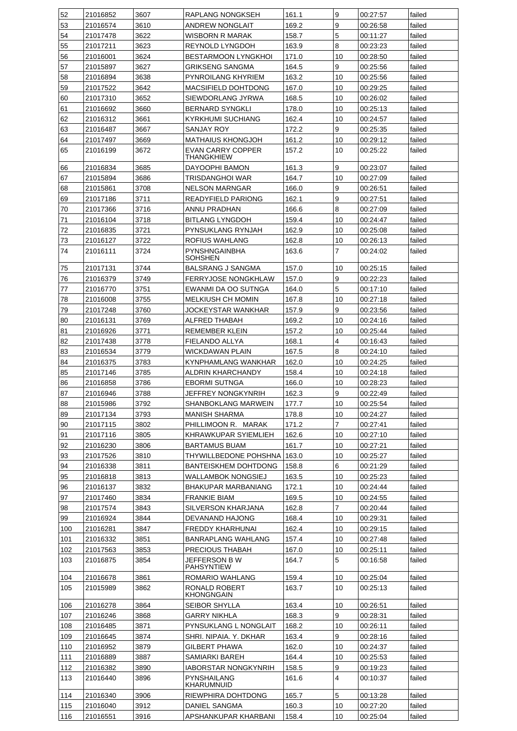| 52 | 21016852 | 3607 | RAPLANG NONGKSEH | 161.1 | 9 | 00:27:57 | failed |
|---|---|---|---|---|---|---|---|
| 53 | 21016574 | 3610 | ANDREW NONGLAIT | 169.2 | 9 | 00:26:58 | failed |
| 54 | 21017478 | 3622 | WISBORN R MARAK | 158.7 | 5 | 00:11:27 | failed |
| 55 | 21017211 | 3623 | REYNOLD LYNGDOH | 163.9 | 8 | 00:23:23 | failed |
| 56 | 21016001 | 3624 | BESTARMOON LYNGKHOI | 171.0 | 10 | 00:28:50 | failed |
| 57 | 21015897 | 3627 | GRIKSENG SANGMA | 164.5 | 9 | 00:25:56 | failed |
| 58 | 21016894 | 3638 | PYNROILANG KHYRIEM | 163.2 | 10 | 00:25:56 | failed |
| 59 | 21017522 | 3642 | MACSIFIELD DOHTDONG | 167.0 | 10 | 00:29:25 | failed |
| 60 | 21017310 | 3652 | SIEWDORLANG JYRWA | 168.5 | 10 | 00:26:02 | failed |
| 61 | 21016692 | 3660 | BERNARD SYNGKLI | 178.0 | 10 | 00:25:13 | failed |
| 62 | 21016312 | 3661 | KYRKHUMI SUCHIANG | 162.4 | 10 | 00:24:57 | failed |
| 63 | 21016487 | 3667 | SANJAY ROY | 172.2 | 9 | 00:25:35 | failed |
| 64 | 21017497 | 3669 | MATHAIUS KHONGJOH | 161.2 | 10 | 00:29:12 | failed |
| 65 | 21016199 | 3672 | EVAN CARRY COPPER THANGKHIEW | 157.2 | 10 | 00:25:22 | failed |
| 66 | 21016834 | 3685 | DAYOOPHI BAMON | 161.3 | 9 | 00:23:07 | failed |
| 67 | 21015894 | 3686 | TRISDANGHOI WAR | 164.7 | 10 | 00:27:09 | failed |
| 68 | 21015861 | 3708 | NELSON MARNGAR | 166.0 | 9 | 00:26:51 | failed |
| 69 | 21017186 | 3711 | READYFIELD PARIONG | 162.1 | 9 | 00:27:51 | failed |
| 70 | 21017366 | 3716 | ANNU PRADHAN | 166.6 | 8 | 00:27:09 | failed |
| 71 | 21016104 | 3718 | BITLANG LYNGDOH | 159.4 | 10 | 00:24:47 | failed |
| 72 | 21016835 | 3721 | PYNSUKLANG RYNJAH | 162.9 | 10 | 00:25:08 | failed |
| 73 | 21016127 | 3722 | ROFIUS WAHLANG | 162.8 | 10 | 00:26:13 | failed |
| 74 | 21016111 | 3724 | PYNSHNGAINBHA SOHSHEN | 163.6 | 7 | 00:24:02 | failed |
| 75 | 21017131 | 3744 | BALSRANG J SANGMA | 157.0 | 10 | 00:25:15 | failed |
| 76 | 21016379 | 3749 | FERRYJOSE NONGKHLAW | 157.0 | 9 | 00:22:23 | failed |
| 77 | 21016770 | 3751 | EWANMI DA OO SUTNGA | 164.0 | 5 | 00:17:10 | failed |
| 78 | 21016008 | 3755 | MELKIUSH CH MOMIN | 167.8 | 10 | 00:27:18 | failed |
| 79 | 21017248 | 3760 | JOCKEYSTAR WANKHAR | 157.9 | 9 | 00:23:56 | failed |
| 80 | 21016131 | 3769 | ALFRED THABAH | 169.2 | 10 | 00:24:16 | failed |
| 81 | 21016926 | 3771 | REMEMBER KLEIN | 157.2 | 10 | 00:25:44 | failed |
| 82 | 21017438 | 3778 | FIELANDO ALLYA | 168.1 | 4 | 00:16:43 | failed |
| 83 | 21016534 | 3779 | WICKDAWAN PLAIN | 167.5 | 8 | 00:24:10 | failed |
| 84 | 21016375 | 3783 | KYNPHAMLANG WANKHAR | 162.0 | 10 | 00:24:25 | failed |
| 85 | 21017146 | 3785 | ALDRIN KHARCHANDY | 158.4 | 10 | 00:24:18 | failed |
| 86 | 21016858 | 3786 | EBORMI SUTNGA | 166.0 | 10 | 00:28:23 | failed |
| 87 | 21016946 | 3788 | JEFFREY NONGKYNRIH | 162.3 | 9 | 00:22:49 | failed |
| 88 | 21015986 | 3792 | SHANBOKLANG MARWEIN | 177.7 | 10 | 00:25:54 | failed |
| 89 | 21017134 | 3793 | MANISH SHARMA | 178.8 | 10 | 00:24:27 | failed |
| 90 | 21017115 | 3802 | PHILLIMOON R. MARAK | 171.2 | 7 | 00:27:41 | failed |
| 91 | 21017116 | 3805 | KHRAWKUPAR SYIEMLIEH | 162.6 | 10 | 00:27:10 | failed |
| 92 | 21016230 | 3806 | BARTAMUS BUAM | 161.7 | 10 | 00:27:21 | failed |
| 93 | 21017526 | 3810 | THYWILLBEDONE POHSHNA | 163.0 | 10 | 00:25:27 | failed |
| 94 | 21016338 | 3811 | BANTEISKHEM DOHTDONG | 158.8 | 6 | 00:21:29 | failed |
| 95 | 21016818 | 3813 | WALLAMBOK NONGSIEJ | 163.5 | 10 | 00:25:23 | failed |
| 96 | 21016137 | 3832 | BHAKUPAR MARBANIANG | 172.1 | 10 | 00:24:44 | failed |
| 97 | 21017460 | 3834 | FRANKIE BIAM | 169.5 | 10 | 00:24:55 | failed |
| 98 | 21017574 | 3843 | SILVERSON KHARJANA | 162.8 | 7 | 00:20:44 | failed |
| 99 | 21016924 | 3844 | DEVANAND HAJONG | 168.4 | 10 | 00:29:31 | failed |
| 100 | 21016281 | 3847 | FREDDY KHARHUNAI | 162.4 | 10 | 00:29:15 | failed |
| 101 | 21016332 | 3851 | BANRAPLANG WAHLANG | 157.4 | 10 | 00:27:48 | failed |
| 102 | 21017563 | 3853 | PRECIOUS THABAH | 167.0 | 10 | 00:25:11 | failed |
| 103 | 21016875 | 3854 | JEFFERSON B W PAHSYNTIEW | 164.7 | 5 | 00:16:58 | failed |
| 104 | 21016678 | 3861 | ROMARIO WAHLANG | 159.4 | 10 | 00:25:04 | failed |
| 105 | 21015989 | 3862 | RONALD ROBERT KHONGNGAIN | 163.7 | 10 | 00:25:13 | failed |
| 106 | 21016278 | 3864 | SEIBOR SHYLLA | 163.4 | 10 | 00:26:51 | failed |
| 107 | 21016246 | 3868 | GARRY NIKHLA | 168.3 | 9 | 00:28:31 | failed |
| 108 | 21016485 | 3871 | PYNSUKLANG L NONGLAIT | 168.2 | 10 | 00:26:11 | failed |
| 109 | 21016645 | 3874 | SHRI. NIPAIA. Y. DKHAR | 163.4 | 9 | 00:28:16 | failed |
| 110 | 21016952 | 3879 | GILBERT PHAWA | 162.0 | 10 | 00:24:37 | failed |
| 111 | 21016889 | 3887 | SAMIARKI BAREH | 164.4 | 10 | 00:25:53 | failed |
| 112 | 21016382 | 3890 | IABORSTAR NONGKYNRIH | 158.5 | 9 | 00:19:23 | failed |
| 113 | 21016440 | 3896 | PYNSHAILANG KHARUMNUID | 161.6 | 4 | 00:10:37 | failed |
| 114 | 21016340 | 3906 | RIEWPHIRA DOHTDONG | 165.7 | 5 | 00:13:28 | failed |
| 115 | 21016040 | 3912 | DANIEL SANGMA | 160.3 | 10 | 00:27:20 | failed |
| 116 | 21016551 | 3916 | APSHANKUPAR KHARBANI | 158.4 | 10 | 00:25:04 | failed |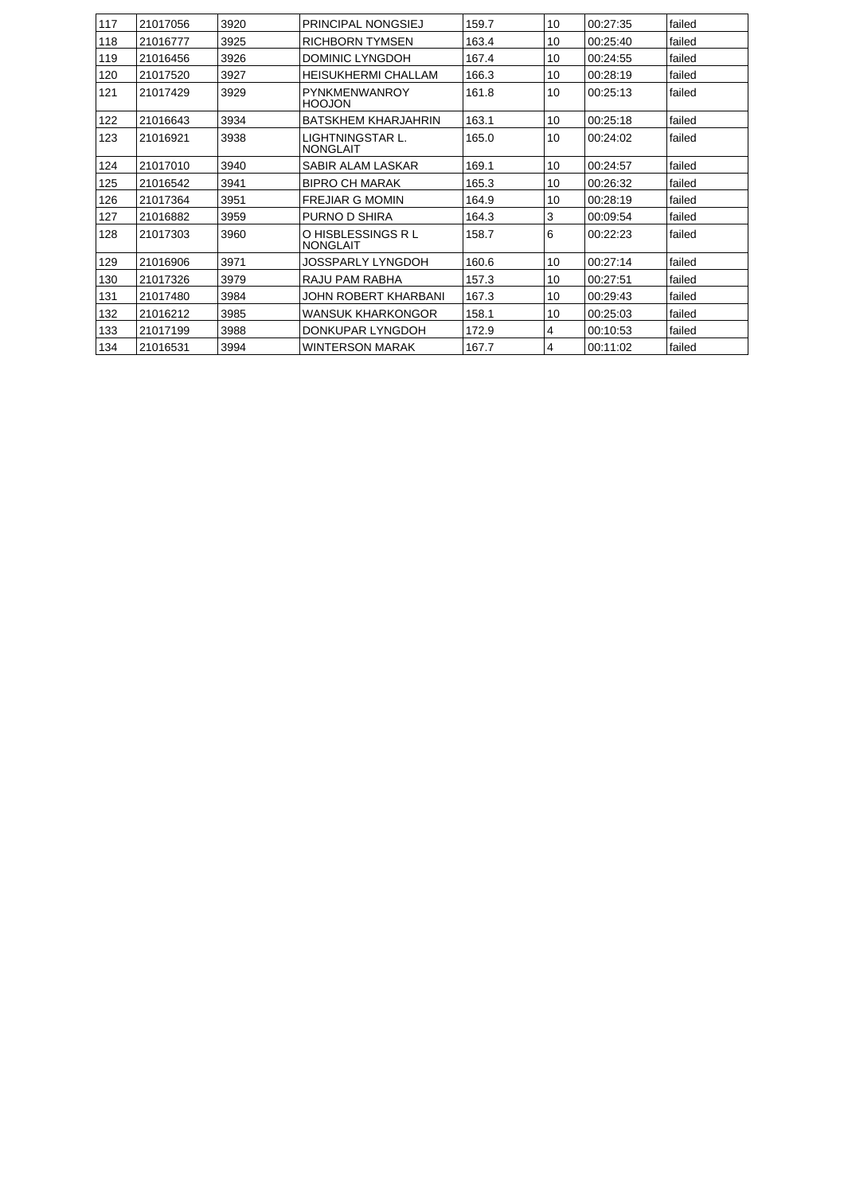| 117 | 21017056 | 3920 | PRINCIPAL NONGSIEJ | 159.7 | 10 | 00:27:35 | failed |
|---|---|---|---|---|---|---|---|
| 118 | 21016777 | 3925 | RICHBORN TYMSEN | 163.4 | 10 | 00:25:40 | failed |
| 119 | 21016456 | 3926 | DOMINIC LYNGDOH | 167.4 | 10 | 00:24:55 | failed |
| 120 | 21017520 | 3927 | HEISUKHERMI CHALLAM | 166.3 | 10 | 00:28:19 | failed |
| 121 | 21017429 | 3929 | PYNKMENWANROY HOOJON | 161.8 | 10 | 00:25:13 | failed |
| 122 | 21016643 | 3934 | BATSKHEM KHARJAHRIN | 163.1 | 10 | 00:25:18 | failed |
| 123 | 21016921 | 3938 | LIGHTNINGSTAR L. NONGLAIT | 165.0 | 10 | 00:24:02 | failed |
| 124 | 21017010 | 3940 | SABIR ALAM LASKAR | 169.1 | 10 | 00:24:57 | failed |
| 125 | 21016542 | 3941 | BIPRO CH MARAK | 165.3 | 10 | 00:26:32 | failed |
| 126 | 21017364 | 3951 | FREJIAR G MOMIN | 164.9 | 10 | 00:28:19 | failed |
| 127 | 21016882 | 3959 | PURNO D SHIRA | 164.3 | 3 | 00:09:54 | failed |
| 128 | 21017303 | 3960 | O HISBLESSINGS R L NONGLAIT | 158.7 | 6 | 00:22:23 | failed |
| 129 | 21016906 | 3971 | JOSSPARLY LYNGDOH | 160.6 | 10 | 00:27:14 | failed |
| 130 | 21017326 | 3979 | RAJU PAM RABHA | 157.3 | 10 | 00:27:51 | failed |
| 131 | 21017480 | 3984 | JOHN ROBERT KHARBANI | 167.3 | 10 | 00:29:43 | failed |
| 132 | 21016212 | 3985 | WANSUK KHARKONGOR | 158.1 | 10 | 00:25:03 | failed |
| 133 | 21017199 | 3988 | DONKUPAR LYNGDOH | 172.9 | 4 | 00:10:53 | failed |
| 134 | 21016531 | 3994 | WINTERSON MARAK | 167.7 | 4 | 00:11:02 | failed |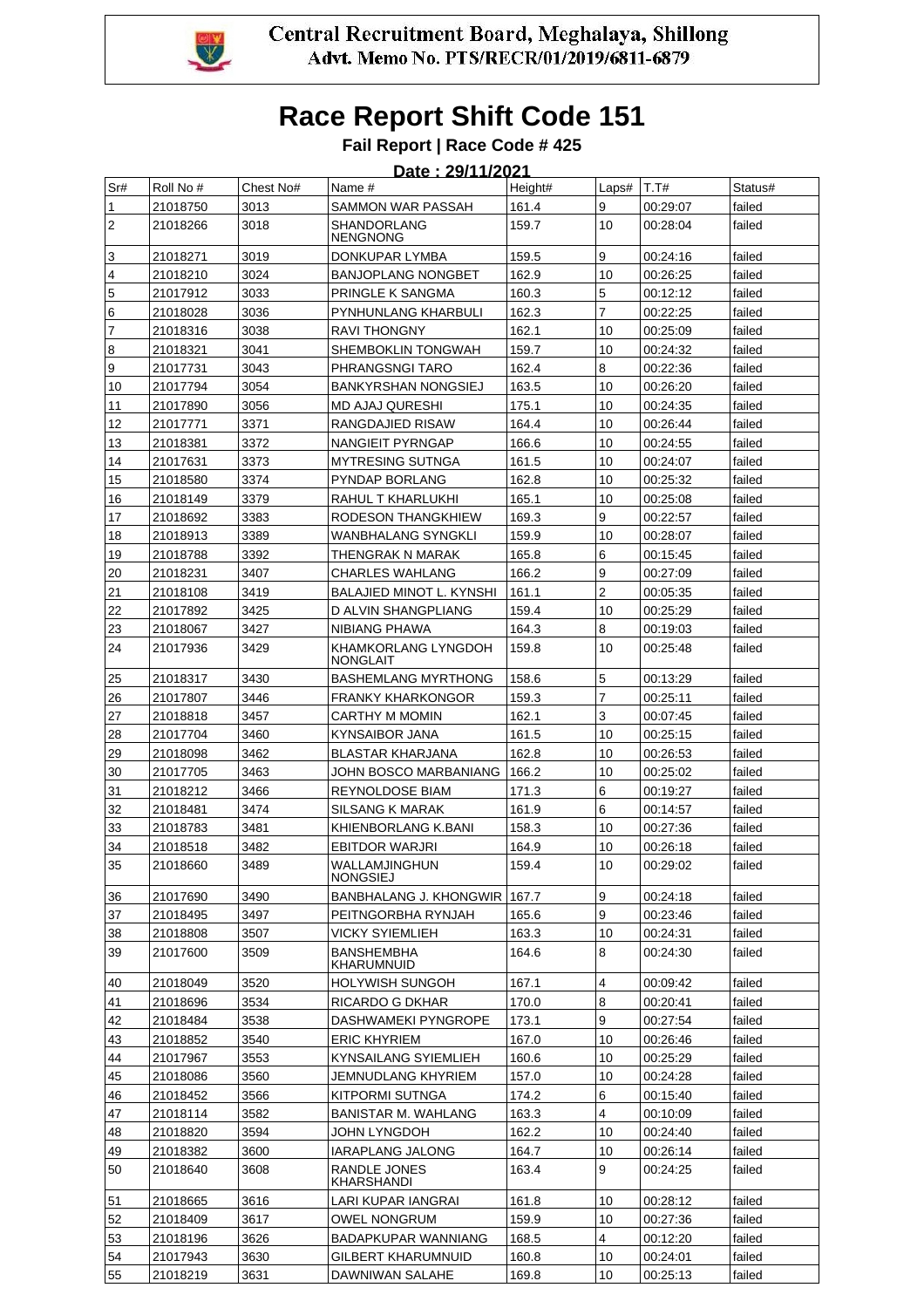Central Recruitment Board, Meghalaya, Shillong
Advt. Memo No. PTS/RECR/01/2019/6811-6879

# Race Report Shift Code 151

**Fail Report | Race Code # 425**

**Date : 29/11/2021**

| Sr# | Roll No # | Chest No# | Name # | Height# | Laps# | T.T# | Status# |
|---|---|---|---|---|---|---|---|
| 1 | 21018750 | 3013 | SAMMON WAR PASSAH | 161.4 | 9 | 00:29:07 | failed |
| 2 | 21018266 | 3018 | SHANDORLANG NENGNONG | 159.7 | 10 | 00:28:04 | failed |
| 3 | 21018271 | 3019 | DONKUPAR LYMBA | 159.5 | 9 | 00:24:16 | failed |
| 4 | 21018210 | 3024 | BANJOPLANG NONGBET | 162.9 | 10 | 00:26:25 | failed |
| 5 | 21017912 | 3033 | PRINGLE K SANGMA | 160.3 | 5 | 00:12:12 | failed |
| 6 | 21018028 | 3036 | PYNHUNLANG KHARBULI | 162.3 | 7 | 00:22:25 | failed |
| 7 | 21018316 | 3038 | RAVI THONGNY | 162.1 | 10 | 00:25:09 | failed |
| 8 | 21018321 | 3041 | SHEMBOKLIN TONGWAH | 159.7 | 10 | 00:24:32 | failed |
| 9 | 21017731 | 3043 | PHRANGSNGI TARO | 162.4 | 8 | 00:22:36 | failed |
| 10 | 21017794 | 3054 | BANKYRSHAN NONGSIEJ | 163.5 | 10 | 00:26:20 | failed |
| 11 | 21017890 | 3056 | MD AJAJ QURESHI | 175.1 | 10 | 00:24:35 | failed |
| 12 | 21017771 | 3371 | RANGDAJIED RISAW | 164.4 | 10 | 00:26:44 | failed |
| 13 | 21018381 | 3372 | NANGIEIT PYRNGAP | 166.6 | 10 | 00:24:55 | failed |
| 14 | 21017631 | 3373 | MYTRESING SUTNGA | 161.5 | 10 | 00:24:07 | failed |
| 15 | 21018580 | 3374 | PYNDAP BORLANG | 162.8 | 10 | 00:25:32 | failed |
| 16 | 21018149 | 3379 | RAHUL T KHARLUKHI | 165.1 | 10 | 00:25:08 | failed |
| 17 | 21018692 | 3383 | RODESON THANGKHIEW | 169.3 | 9 | 00:22:57 | failed |
| 18 | 21018913 | 3389 | WANBHALANG SYNGKLI | 159.9 | 10 | 00:28:07 | failed |
| 19 | 21018788 | 3392 | THENGRAK N MARAK | 165.8 | 6 | 00:15:45 | failed |
| 20 | 21018231 | 3407 | CHARLES WAHLANG | 166.2 | 9 | 00:27:09 | failed |
| 21 | 21018108 | 3419 | BALAJIED MINOT L. KYNSHI | 161.1 | 2 | 00:05:35 | failed |
| 22 | 21017892 | 3425 | D ALVIN SHANGPLIANG | 159.4 | 10 | 00:25:29 | failed |
| 23 | 21018067 | 3427 | NIBIANG PHAWA | 164.3 | 8 | 00:19:03 | failed |
| 24 | 21017936 | 3429 | KHAMKORLANG LYNGDOH NONGLAIT | 159.8 | 10 | 00:25:48 | failed |
| 25 | 21018317 | 3430 | BASHEMLANG MYRTHONG | 158.6 | 5 | 00:13:29 | failed |
| 26 | 21017807 | 3446 | FRANKY KHARKONGOR | 159.3 | 7 | 00:25:11 | failed |
| 27 | 21018818 | 3457 | CARTHY M MOMIN | 162.1 | 3 | 00:07:45 | failed |
| 28 | 21017704 | 3460 | KYNSAIBOR JANA | 161.5 | 10 | 00:25:15 | failed |
| 29 | 21018098 | 3462 | BLASTAR KHARJANA | 162.8 | 10 | 00:26:53 | failed |
| 30 | 21017705 | 3463 | JOHN BOSCO MARBANIANG | 166.2 | 10 | 00:25:02 | failed |
| 31 | 21018212 | 3466 | REYNOLDOSE BIAM | 171.3 | 6 | 00:19:27 | failed |
| 32 | 21018481 | 3474 | SILSANG K MARAK | 161.9 | 6 | 00:14:57 | failed |
| 33 | 21018783 | 3481 | KHIENBORLANG K.BANI | 158.3 | 10 | 00:27:36 | failed |
| 34 | 21018518 | 3482 | EBITDOR WARJRI | 164.9 | 10 | 00:26:18 | failed |
| 35 | 21018660 | 3489 | WALLAMJINGHUN NONGSIEJ | 159.4 | 10 | 00:29:02 | failed |
| 36 | 21017690 | 3490 | BANBHALANG J. KHONGWIR | 167.7 | 9 | 00:24:18 | failed |
| 37 | 21018495 | 3497 | PEITNGORBHA RYNJAH | 165.6 | 9 | 00:23:46 | failed |
| 38 | 21018808 | 3507 | VICKY SYIEMLIEH | 163.3 | 10 | 00:24:31 | failed |
| 39 | 21017600 | 3509 | BANSHEMBHA KHARUMNUID | 164.6 | 8 | 00:24:30 | failed |
| 40 | 21018049 | 3520 | HOLYWISH SUNGOH | 167.1 | 4 | 00:09:42 | failed |
| 41 | 21018696 | 3534 | RICARDO G DKHAR | 170.0 | 8 | 00:20:41 | failed |
| 42 | 21018484 | 3538 | DASHWAMEKI PYNGROPE | 173.1 | 9 | 00:27:54 | failed |
| 43 | 21018852 | 3540 | ERIC KHYRIEM | 167.0 | 10 | 00:26:46 | failed |
| 44 | 21017967 | 3553 | KYNSAILANG SYIEMLIEH | 160.6 | 10 | 00:25:29 | failed |
| 45 | 21018086 | 3560 | JEMNUDLANG KHYRIEM | 157.0 | 10 | 00:24:28 | failed |
| 46 | 21018452 | 3566 | KITPORMI SUTNGA | 174.2 | 6 | 00:15:40 | failed |
| 47 | 21018114 | 3582 | BANISTAR M. WAHLANG | 163.3 | 4 | 00:10:09 | failed |
| 48 | 21018820 | 3594 | JOHN LYNGDOH | 162.2 | 10 | 00:24:40 | failed |
| 49 | 21018382 | 3600 | IARAPLANG JALONG | 164.7 | 10 | 00:26:14 | failed |
| 50 | 21018640 | 3608 | RANDLE JONES KHARSHANDI | 163.4 | 9 | 00:24:25 | failed |
| 51 | 21018665 | 3616 | LARI KUPAR IANGRAI | 161.8 | 10 | 00:28:12 | failed |
| 52 | 21018409 | 3617 | OWEL NONGRUM | 159.9 | 10 | 00:27:36 | failed |
| 53 | 21018196 | 3626 | BADAPKUPAR WANNIANG | 168.5 | 4 | 00:12:20 | failed |
| 54 | 21017943 | 3630 | GILBERT KHARUMNUID | 160.8 | 10 | 00:24:01 | failed |
| 55 | 21018219 | 3631 | DAWNIWAN SALAHE | 169.8 | 10 | 00:25:13 | failed |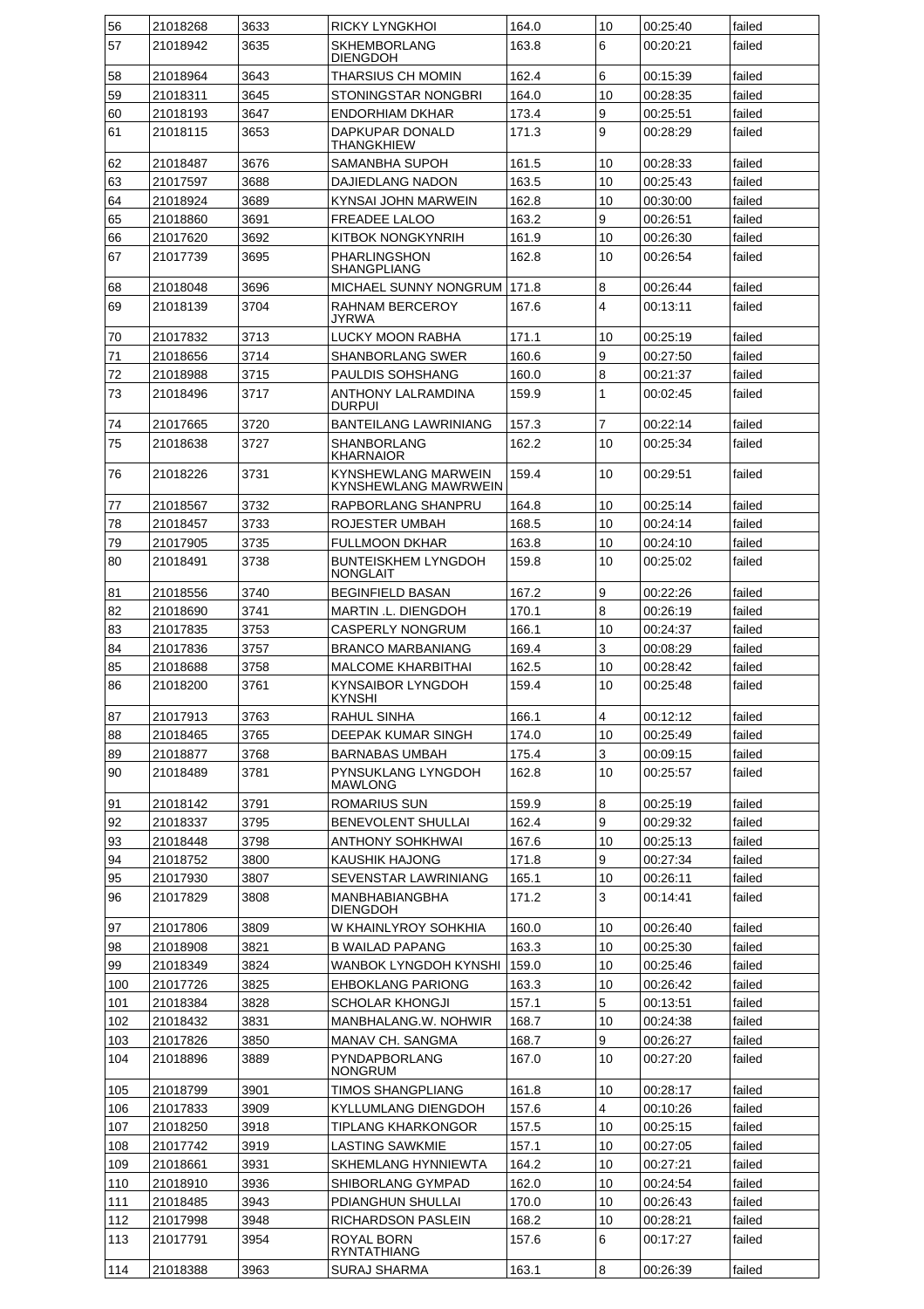| 56 | 21018268 | 3633 | RICKY LYNGKHOI | 164.0 | 10 | 00:25:40 | failed |
|---|---|---|---|---|---|---|---|
| 57 | 21018942 | 3635 | SKHEMBORLANG DIENGDOH | 163.8 | 6 | 00:20:21 | failed |
| 58 | 21018964 | 3643 | THARSIUS CH MOMIN | 162.4 | 6 | 00:15:39 | failed |
| 59 | 21018311 | 3645 | STONINGSTAR NONGBRI | 164.0 | 10 | 00:28:35 | failed |
| 60 | 21018193 | 3647 | ENDORHIAM DKHAR | 173.4 | 9 | 00:25:51 | failed |
| 61 | 21018115 | 3653 | DAPKUPAR DONALD THANGKHIEW | 171.3 | 9 | 00:28:29 | failed |
| 62 | 21018487 | 3676 | SAMANBHA SUPOH | 161.5 | 10 | 00:28:33 | failed |
| 63 | 21017597 | 3688 | DAJIEDLANG NADON | 163.5 | 10 | 00:25:43 | failed |
| 64 | 21018924 | 3689 | KYNSAI JOHN MARWEIN | 162.8 | 10 | 00:30:00 | failed |
| 65 | 21018860 | 3691 | FREADEE LALOO | 163.2 | 9 | 00:26:51 | failed |
| 66 | 21017620 | 3692 | KITBOK NONGKYNRIH | 161.9 | 10 | 00:26:30 | failed |
| 67 | 21017739 | 3695 | PHARLINGSHON SHANGPLIANG | 162.8 | 10 | 00:26:54 | failed |
| 68 | 21018048 | 3696 | MICHAEL SUNNY NONGRUM | 171.8 | 8 | 00:26:44 | failed |
| 69 | 21018139 | 3704 | RAHNAM BERCEROY JYRWA | 167.6 | 4 | 00:13:11 | failed |
| 70 | 21017832 | 3713 | LUCKY MOON RABHA | 171.1 | 10 | 00:25:19 | failed |
| 71 | 21018656 | 3714 | SHANBORLANG SWER | 160.6 | 9 | 00:27:50 | failed |
| 72 | 21018988 | 3715 | PAULDIS SOHSHANG | 160.0 | 8 | 00:21:37 | failed |
| 73 | 21018496 | 3717 | ANTHONY LALRAMDINA DURPUI | 159.9 | 1 | 00:02:45 | failed |
| 74 | 21017665 | 3720 | BANTEILANG LAWRINIANG | 157.3 | 7 | 00:22:14 | failed |
| 75 | 21018638 | 3727 | SHANBORLANG KHARNAIOR | 162.2 | 10 | 00:25:34 | failed |
| 76 | 21018226 | 3731 | KYNSHEWLANG MARWEIN KYNSHEWLANG MAWRWEIN | 159.4 | 10 | 00:29:51 | failed |
| 77 | 21018567 | 3732 | RAPBORLANG SHANPRU | 164.8 | 10 | 00:25:14 | failed |
| 78 | 21018457 | 3733 | ROJESTER UMBAH | 168.5 | 10 | 00:24:14 | failed |
| 79 | 21017905 | 3735 | FULLMOON DKHAR | 163.8 | 10 | 00:24:10 | failed |
| 80 | 21018491 | 3738 | BUNTEISKHEM LYNGDOH NONGLAIT | 159.8 | 10 | 00:25:02 | failed |
| 81 | 21018556 | 3740 | BEGINFIELD BASAN | 167.2 | 9 | 00:22:26 | failed |
| 82 | 21018690 | 3741 | MARTIN .L. DIENGDOH | 170.1 | 8 | 00:26:19 | failed |
| 83 | 21017835 | 3753 | CASPERLY NONGRUM | 166.1 | 10 | 00:24:37 | failed |
| 84 | 21017836 | 3757 | BRANCO MARBANIANG | 169.4 | 3 | 00:08:29 | failed |
| 85 | 21018688 | 3758 | MALCOME KHARBITHAI | 162.5 | 10 | 00:28:42 | failed |
| 86 | 21018200 | 3761 | KYNSAIBOR LYNGDOH KYNSHI | 159.4 | 10 | 00:25:48 | failed |
| 87 | 21017913 | 3763 | RAHUL SINHA | 166.1 | 4 | 00:12:12 | failed |
| 88 | 21018465 | 3765 | DEEPAK KUMAR SINGH | 174.0 | 10 | 00:25:49 | failed |
| 89 | 21018877 | 3768 | BARNABAS UMBAH | 175.4 | 3 | 00:09:15 | failed |
| 90 | 21018489 | 3781 | PYNSUKLANG LYNGDOH MAWLONG | 162.8 | 10 | 00:25:57 | failed |
| 91 | 21018142 | 3791 | ROMARIUS SUN | 159.9 | 8 | 00:25:19 | failed |
| 92 | 21018337 | 3795 | BENEVOLENT SHULLAI | 162.4 | 9 | 00:29:32 | failed |
| 93 | 21018448 | 3798 | ANTHONY SOHKHWAI | 167.6 | 10 | 00:25:13 | failed |
| 94 | 21018752 | 3800 | KAUSHIK HAJONG | 171.8 | 9 | 00:27:34 | failed |
| 95 | 21017930 | 3807 | SEVENSTAR LAWRINIANG | 165.1 | 10 | 00:26:11 | failed |
| 96 | 21017829 | 3808 | MANBHABIANGBHA DIENGDOH | 171.2 | 3 | 00:14:41 | failed |
| 97 | 21017806 | 3809 | W KHAINLYROY SOHKHIA | 160.0 | 10 | 00:26:40 | failed |
| 98 | 21018908 | 3821 | B WAILAD PAPANG | 163.3 | 10 | 00:25:30 | failed |
| 99 | 21018349 | 3824 | WANBOK LYNGDOH KYNSHI | 159.0 | 10 | 00:25:46 | failed |
| 100 | 21017726 | 3825 | EHBOKLANG PARIONG | 163.3 | 10 | 00:26:42 | failed |
| 101 | 21018384 | 3828 | SCHOLAR KHONGJI | 157.1 | 5 | 00:13:51 | failed |
| 102 | 21018432 | 3831 | MANBHALANG.W. NOHWIR | 168.7 | 10 | 00:24:38 | failed |
| 103 | 21017826 | 3850 | MANAV CH. SANGMA | 168.7 | 9 | 00:26:27 | failed |
| 104 | 21018896 | 3889 | PYNDAPBORLANG NONGRUM | 167.0 | 10 | 00:27:20 | failed |
| 105 | 21018799 | 3901 | TIMOS SHANGPLIANG | 161.8 | 10 | 00:28:17 | failed |
| 106 | 21017833 | 3909 | KYLLUMLANG DIENGDOH | 157.6 | 4 | 00:10:26 | failed |
| 107 | 21018250 | 3918 | TIPLANG KHARKONGOR | 157.5 | 10 | 00:25:15 | failed |
| 108 | 21017742 | 3919 | LASTING SAWKMIE | 157.1 | 10 | 00:27:05 | failed |
| 109 | 21018661 | 3931 | SKHEMLANG HYNNIEWTA | 164.2 | 10 | 00:27:21 | failed |
| 110 | 21018910 | 3936 | SHIBORLANG GYMPAD | 162.0 | 10 | 00:24:54 | failed |
| 111 | 21018485 | 3943 | PDIANGHUN SHULLAI | 170.0 | 10 | 00:26:43 | failed |
| 112 | 21017998 | 3948 | RICHARDSON PASLEIN | 168.2 | 10 | 00:28:21 | failed |
| 113 | 21017791 | 3954 | ROYAL BORN RYNTATHIANG | 157.6 | 6 | 00:17:27 | failed |
| 114 | 21018388 | 3963 | SURAJ SHARMA | 163.1 | 8 | 00:26:39 | failed |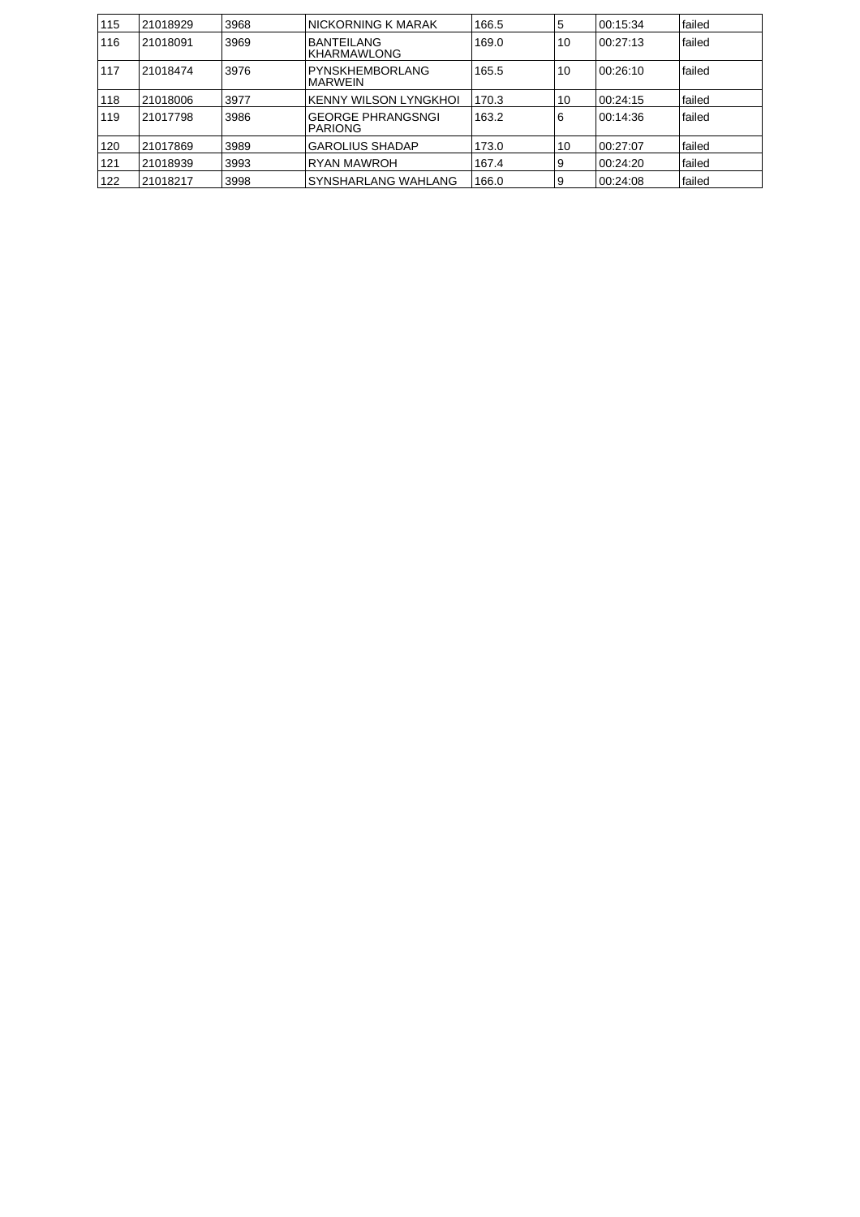| 115 | 21018929 | 3968 | NICKORNING K MARAK | 166.5 | 5 | 00:15:34 | failed |
|---|---|---|---|---|---|---|---|
| 116 | 21018091 | 3969 | BANTEILANG KHARMAWLONG | 169.0 | 10 | 00:27:13 | failed |
| 117 | 21018474 | 3976 | PYNSKHEMBORLANG MARWEIN | 165.5 | 10 | 00:26:10 | failed |
| 118 | 21018006 | 3977 | KENNY WILSON LYNGKHOI | 170.3 | 10 | 00:24:15 | failed |
| 119 | 21017798 | 3986 | GEORGE PHRANGSNGI PARIONG | 163.2 | 6 | 00:14:36 | failed |
| 120 | 21017869 | 3989 | GAROLIUS SHADAP | 173.0 | 10 | 00:27:07 | failed |
| 121 | 21018939 | 3993 | RYAN MAWROH | 167.4 | 9 | 00:24:20 | failed |
| 122 | 21018217 | 3998 | SYNSHARLANG WAHLANG | 166.0 | 9 | 00:24:08 | failed |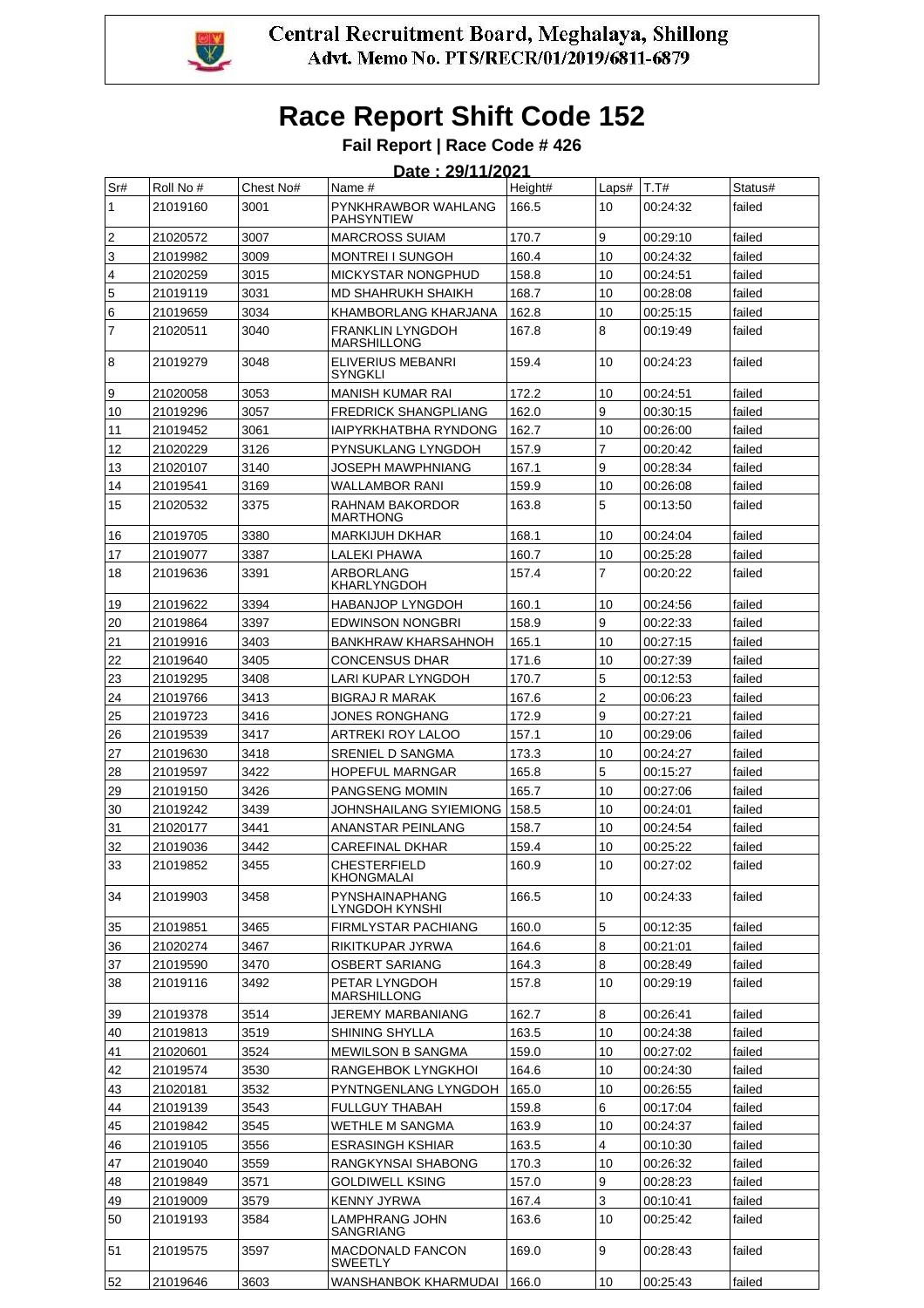**Central Recruitment Board, Meghalaya, Shillong**
**Advt. Memo No. PTS/RECR/01/2019/6811-6879**

# Race Report Shift Code 152

### Fail Report | Race Code # 426

**Date : 29/11/2021**

| Sr# | Roll No # | Chest No# | Name # | Height# | Laps# | T.T# | Status# |
|---|---|---|---|---|---|---|---|
| 1 | 21019160 | 3001 | PYNKHRAWBOR WAHLANG PAHSYNTIEW | 166.5 | 10 | 00:24:32 | failed |
| 2 | 21020572 | 3007 | MARCROSS SUIAM | 170.7 | 9 | 00:29:10 | failed |
| 3 | 21019982 | 3009 | MONTREI I SUNGOH | 160.4 | 10 | 00:24:32 | failed |
| 4 | 21020259 | 3015 | MICKYSTAR NONGPHUD | 158.8 | 10 | 00:24:51 | failed |
| 5 | 21019119 | 3031 | MD SHAHRUKH SHAIKH | 168.7 | 10 | 00:28:08 | failed |
| 6 | 21019659 | 3034 | KHAMBORLANG KHARJANA | 162.8 | 10 | 00:25:15 | failed |
| 7 | 21020511 | 3040 | FRANKLIN LYNGDOH MARSHILLONG | 167.8 | 8 | 00:19:49 | failed |
| 8 | 21019279 | 3048 | ELIVERIUS MEBANRI SYNGKLI | 159.4 | 10 | 00:24:23 | failed |
| 9 | 21020058 | 3053 | MANISH KUMAR RAI | 172.2 | 10 | 00:24:51 | failed |
| 10 | 21019296 | 3057 | FREDRICK SHANGPLIANG | 162.0 | 9 | 00:30:15 | failed |
| 11 | 21019452 | 3061 | IAIPYRKHATBHA RYNDONG | 162.7 | 10 | 00:26:00 | failed |
| 12 | 21020229 | 3126 | PYNSUKLANG LYNGDOH | 157.9 | 7 | 00:20:42 | failed |
| 13 | 21020107 | 3140 | JOSEPH MAWPHNIANG | 167.1 | 9 | 00:28:34 | failed |
| 14 | 21019541 | 3169 | WALLAMBOR RANI | 159.9 | 10 | 00:26:08 | failed |
| 15 | 21020532 | 3375 | RAHNAM BAKORDOR MARTHONG | 163.8 | 5 | 00:13:50 | failed |
| 16 | 21019705 | 3380 | MARKIJUH DKHAR | 168.1 | 10 | 00:24:04 | failed |
| 17 | 21019077 | 3387 | LALEKI PHAWA | 160.7 | 10 | 00:25:28 | failed |
| 18 | 21019636 | 3391 | ARBORLANG KHARLYNGDOH | 157.4 | 7 | 00:20:22 | failed |
| 19 | 21019622 | 3394 | HABANJOP LYNGDOH | 160.1 | 10 | 00:24:56 | failed |
| 20 | 21019864 | 3397 | EDWINSON NONGBRI | 158.9 | 9 | 00:22:33 | failed |
| 21 | 21019916 | 3403 | BANKHRAW KHARSAHNOH | 165.1 | 10 | 00:27:15 | failed |
| 22 | 21019640 | 3405 | CONCENSUS DHAR | 171.6 | 10 | 00:27:39 | failed |
| 23 | 21019295 | 3408 | LARI KUPAR LYNGDOH | 170.7 | 5 | 00:12:53 | failed |
| 24 | 21019766 | 3413 | BIGRAJ R MARAK | 167.6 | 2 | 00:06:23 | failed |
| 25 | 21019723 | 3416 | JONES RONGHANG | 172.9 | 9 | 00:27:21 | failed |
| 26 | 21019539 | 3417 | ARTREKI ROY LALOO | 157.1 | 10 | 00:29:06 | failed |
| 27 | 21019630 | 3418 | SRENIEL D SANGMA | 173.3 | 10 | 00:24:27 | failed |
| 28 | 21019597 | 3422 | HOPEFUL MARNGAR | 165.8 | 5 | 00:15:27 | failed |
| 29 | 21019150 | 3426 | PANGSENG MOMIN | 165.7 | 10 | 00:27:06 | failed |
| 30 | 21019242 | 3439 | JOHNSHAILANG SYIEMIONG | 158.5 | 10 | 00:24:01 | failed |
| 31 | 21020177 | 3441 | ANANSTAR PEINLANG | 158.7 | 10 | 00:24:54 | failed |
| 32 | 21019036 | 3442 | CAREFINAL DKHAR | 159.4 | 10 | 00:25:22 | failed |
| 33 | 21019852 | 3455 | CHESTERFIELD KHONGMALAI | 160.9 | 10 | 00:27:02 | failed |
| 34 | 21019903 | 3458 | PYNSHAINAPHANG LYNGDOH KYNSHI | 166.5 | 10 | 00:24:33 | failed |
| 35 | 21019851 | 3465 | FIRMLYSTAR PACHIANG | 160.0 | 5 | 00:12:35 | failed |
| 36 | 21020274 | 3467 | RIKITKUPAR JYRWA | 164.6 | 8 | 00:21:01 | failed |
| 37 | 21019590 | 3470 | OSBERT SARIANG | 164.3 | 8 | 00:28:49 | failed |
| 38 | 21019116 | 3492 | PETAR LYNGDOH MARSHILLONG | 157.8 | 10 | 00:29:19 | failed |
| 39 | 21019378 | 3514 | JEREMY MARBANIANG | 162.7 | 8 | 00:26:41 | failed |
| 40 | 21019813 | 3519 | SHINING SHYLLA | 163.5 | 10 | 00:24:38 | failed |
| 41 | 21020601 | 3524 | MEWILSON B SANGMA | 159.0 | 10 | 00:27:02 | failed |
| 42 | 21019574 | 3530 | RANGEHBOK LYNGKHOI | 164.6 | 10 | 00:24:30 | failed |
| 43 | 21020181 | 3532 | PYNTNGENLANG LYNGDOH | 165.0 | 10 | 00:26:55 | failed |
| 44 | 21019139 | 3543 | FULLGUY THABAH | 159.8 | 6 | 00:17:04 | failed |
| 45 | 21019842 | 3545 | WETHLE M SANGMA | 163.9 | 10 | 00:24:37 | failed |
| 46 | 21019105 | 3556 | ESRASINGH KSHIAR | 163.5 | 4 | 00:10:30 | failed |
| 47 | 21019040 | 3559 | RANGKYNSAI SHABONG | 170.3 | 10 | 00:26:32 | failed |
| 48 | 21019849 | 3571 | GOLDIWELL KSING | 157.0 | 9 | 00:28:23 | failed |
| 49 | 21019009 | 3579 | KENNY JYRWA | 167.4 | 3 | 00:10:41 | failed |
| 50 | 21019193 | 3584 | LAMPHRANG JOHN SANGRIANG | 163.6 | 10 | 00:25:42 | failed |
| 51 | 21019575 | 3597 | MACDONALD FANCON SWEETLY | 169.0 | 9 | 00:28:43 | failed |
| 52 | 21019646 | 3603 | WANSHANBOK KHARMUDAI | 166.0 | 10 | 00:25:43 | failed |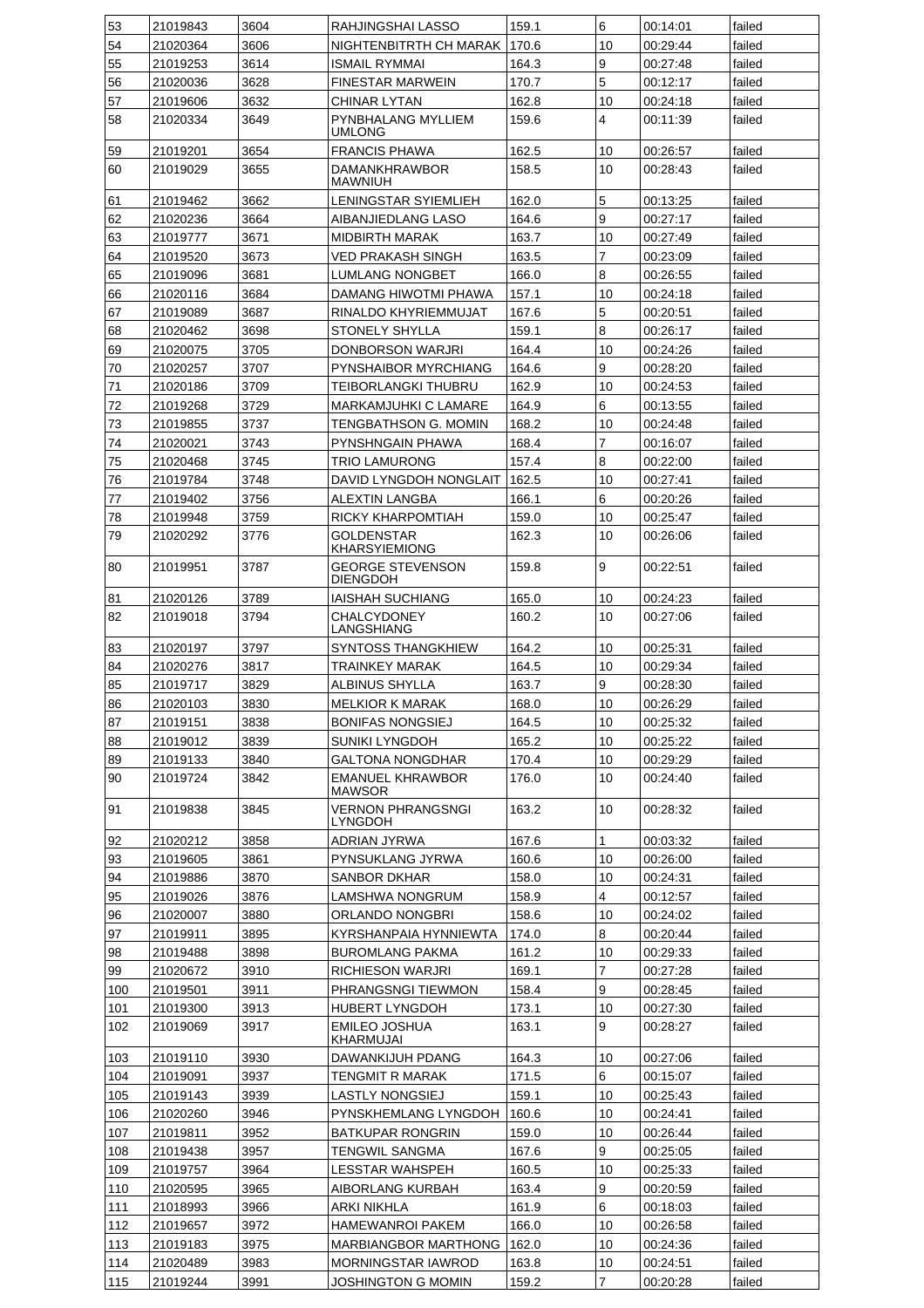| 53 | 21019843 | 3604 | RAHJINGSHAI LASSO | 159.1 | 6 | 00:14:01 | failed |
|---|---|---|---|---|---|---|---|
| 54 | 21020364 | 3606 | NIGHTENBITRTH CH MARAK | 170.6 | 10 | 00:29:44 | failed |
| 55 | 21019253 | 3614 | ISMAIL RYMMAI | 164.3 | 9 | 00:27:48 | failed |
| 56 | 21020036 | 3628 | FINESTAR MARWEIN | 170.7 | 5 | 00:12:17 | failed |
| 57 | 21019606 | 3632 | CHINAR LYTAN | 162.8 | 10 | 00:24:18 | failed |
| 58 | 21020334 | 3649 | PYNBHALANG MYLLIEM UMLONG | 159.6 | 4 | 00:11:39 | failed |
| 59 | 21019201 | 3654 | FRANCIS PHAWA | 162.5 | 10 | 00:26:57 | failed |
| 60 | 21019029 | 3655 | DAMANKHRAWBOR MAWNIUH | 158.5 | 10 | 00:28:43 | failed |
| 61 | 21019462 | 3662 | LENINGSTAR SYIEMLIEH | 162.0 | 5 | 00:13:25 | failed |
| 62 | 21020236 | 3664 | AIBANJIEDLANG LASO | 164.6 | 9 | 00:27:17 | failed |
| 63 | 21019777 | 3671 | MIDBIRTH MARAK | 163.7 | 10 | 00:27:49 | failed |
| 64 | 21019520 | 3673 | VED PRAKASH SINGH | 163.5 | 7 | 00:23:09 | failed |
| 65 | 21019096 | 3681 | LUMLANG NONGBET | 166.0 | 8 | 00:26:55 | failed |
| 66 | 21020116 | 3684 | DAMANG HIWOTMI PHAWA | 157.1 | 10 | 00:24:18 | failed |
| 67 | 21019089 | 3687 | RINALDO KHYRIEMMUJAT | 167.6 | 5 | 00:20:51 | failed |
| 68 | 21020462 | 3698 | STONELY SHYLLA | 159.1 | 8 | 00:26:17 | failed |
| 69 | 21020075 | 3705 | DONBORSON WARJRI | 164.4 | 10 | 00:24:26 | failed |
| 70 | 21020257 | 3707 | PYNSHAIBOR MYRCHIANG | 164.6 | 9 | 00:28:20 | failed |
| 71 | 21020186 | 3709 | TEIBORLANGKI THUBRU | 162.9 | 10 | 00:24:53 | failed |
| 72 | 21019268 | 3729 | MARKAMJUHKI C LAMARE | 164.9 | 6 | 00:13:55 | failed |
| 73 | 21019855 | 3737 | TENGBATHSON G. MOMIN | 168.2 | 10 | 00:24:48 | failed |
| 74 | 21020021 | 3743 | PYNSHNGAIN PHAWA | 168.4 | 7 | 00:16:07 | failed |
| 75 | 21020468 | 3745 | TRIO LAMURONG | 157.4 | 8 | 00:22:00 | failed |
| 76 | 21019784 | 3748 | DAVID LYNGDOH NONGLAIT | 162.5 | 10 | 00:27:41 | failed |
| 77 | 21019402 | 3756 | ALEXTIN LANGBA | 166.1 | 6 | 00:20:26 | failed |
| 78 | 21019948 | 3759 | RICKY KHARPOMTIAH | 159.0 | 10 | 00:25:47 | failed |
| 79 | 21020292 | 3776 | GOLDENSTAR KHARSYIEMIONG | 162.3 | 10 | 00:26:06 | failed |
| 80 | 21019951 | 3787 | GEORGE STEVENSON DIENGDOH | 159.8 | 9 | 00:22:51 | failed |
| 81 | 21020126 | 3789 | IAISHAH SUCHIANG | 165.0 | 10 | 00:24:23 | failed |
| 82 | 21019018 | 3794 | CHALCYDONEY LANGSHIANG | 160.2 | 10 | 00:27:06 | failed |
| 83 | 21020197 | 3797 | SYNTOSS THANGKHIEW | 164.2 | 10 | 00:25:31 | failed |
| 84 | 21020276 | 3817 | TRAINKEY MARAK | 164.5 | 10 | 00:29:34 | failed |
| 85 | 21019717 | 3829 | ALBINUS SHYLLA | 163.7 | 9 | 00:28:30 | failed |
| 86 | 21020103 | 3830 | MELKIOR K MARAK | 168.0 | 10 | 00:26:29 | failed |
| 87 | 21019151 | 3838 | BONIFAS NONGSIEJ | 164.5 | 10 | 00:25:32 | failed |
| 88 | 21019012 | 3839 | SUNIKI LYNGDOH | 165.2 | 10 | 00:25:22 | failed |
| 89 | 21019133 | 3840 | GALTONA NONGDHAR | 170.4 | 10 | 00:29:29 | failed |
| 90 | 21019724 | 3842 | EMANUEL KHRAWBOR MAWSOR | 176.0 | 10 | 00:24:40 | failed |
| 91 | 21019838 | 3845 | VERNON PHRANGSNGI LYNGDOH | 163.2 | 10 | 00:28:32 | failed |
| 92 | 21020212 | 3858 | ADRIAN JYRWA | 167.6 | 1 | 00:03:32 | failed |
| 93 | 21019605 | 3861 | PYNSUKLANG JYRWA | 160.6 | 10 | 00:26:00 | failed |
| 94 | 21019886 | 3870 | SANBOR DKHAR | 158.0 | 10 | 00:24:31 | failed |
| 95 | 21019026 | 3876 | LAMSHWA NONGRUM | 158.9 | 4 | 00:12:57 | failed |
| 96 | 21020007 | 3880 | ORLANDO NONGBRI | 158.6 | 10 | 00:24:02 | failed |
| 97 | 21019911 | 3895 | KYRSHANPAIA HYNNIEWTA | 174.0 | 8 | 00:20:44 | failed |
| 98 | 21019488 | 3898 | BUROMLANG PAKMA | 161.2 | 10 | 00:29:33 | failed |
| 99 | 21020672 | 3910 | RICHIESON WARJRI | 169.1 | 7 | 00:27:28 | failed |
| 100 | 21019501 | 3911 | PHRANGSNGI TIEWMON | 158.4 | 9 | 00:28:45 | failed |
| 101 | 21019300 | 3913 | HUBERT LYNGDOH | 173.1 | 10 | 00:27:30 | failed |
| 102 | 21019069 | 3917 | EMILEO JOSHUA KHARMUJAI | 163.1 | 9 | 00:28:27 | failed |
| 103 | 21019110 | 3930 | DAWANKIJUH PDANG | 164.3 | 10 | 00:27:06 | failed |
| 104 | 21019091 | 3937 | TENGMIT R MARAK | 171.5 | 6 | 00:15:07 | failed |
| 105 | 21019143 | 3939 | LASTLY NONGSIEJ | 159.1 | 10 | 00:25:43 | failed |
| 106 | 21020260 | 3946 | PYNSKHEMLANG LYNGDOH | 160.6 | 10 | 00:24:41 | failed |
| 107 | 21019811 | 3952 | BATKUPAR RONGRIN | 159.0 | 10 | 00:26:44 | failed |
| 108 | 21019438 | 3957 | TENGWIL SANGMA | 167.6 | 9 | 00:25:05 | failed |
| 109 | 21019757 | 3964 | LESSTAR WAHSPEH | 160.5 | 10 | 00:25:33 | failed |
| 110 | 21020595 | 3965 | AIBORLANG KURBAH | 163.4 | 9 | 00:20:59 | failed |
| 111 | 21018993 | 3966 | ARKI NIKHLA | 161.9 | 6 | 00:18:03 | failed |
| 112 | 21019657 | 3972 | HAMEWANROI PAKEM | 166.0 | 10 | 00:26:58 | failed |
| 113 | 21019183 | 3975 | MARBIANGBOR MARTHONG | 162.0 | 10 | 00:24:36 | failed |
| 114 | 21020489 | 3983 | MORNINGSTAR IAWROD | 163.8 | 10 | 00:24:51 | failed |
| 115 | 21019244 | 3991 | JOSHINGTON G MOMIN | 159.2 | 7 | 00:20:28 | failed |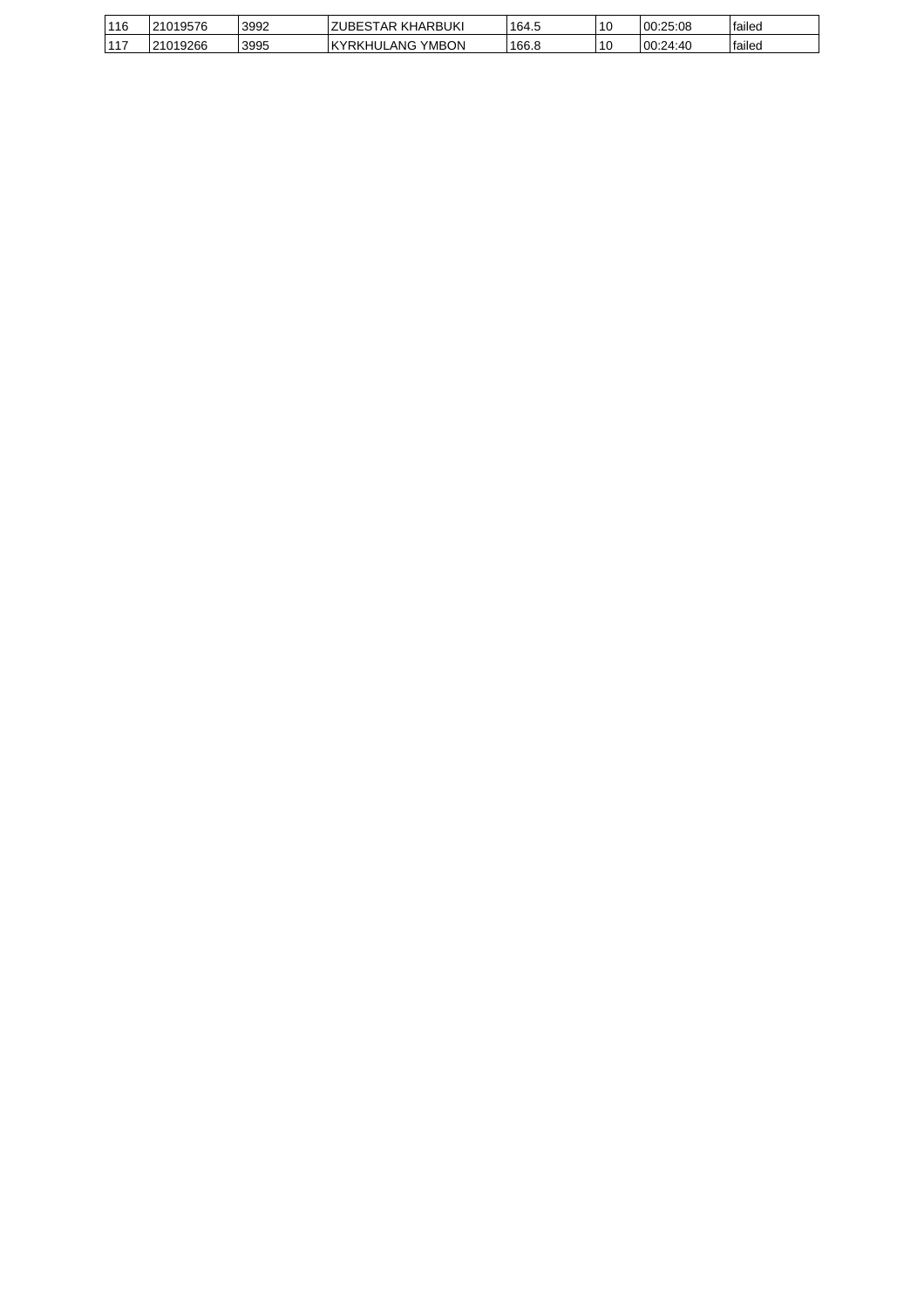| 116 | 21019576 | 3992 | ZUBESTAR KHARBUKI | 164.5 | 10 | 00:25:08 | failed |
|---|---|---|---|---|---|---|---|
| 117 | 21019266 | 3995 | KYRKHULANG YMBON | 166.8 | 10 | 00:24:40 | failed |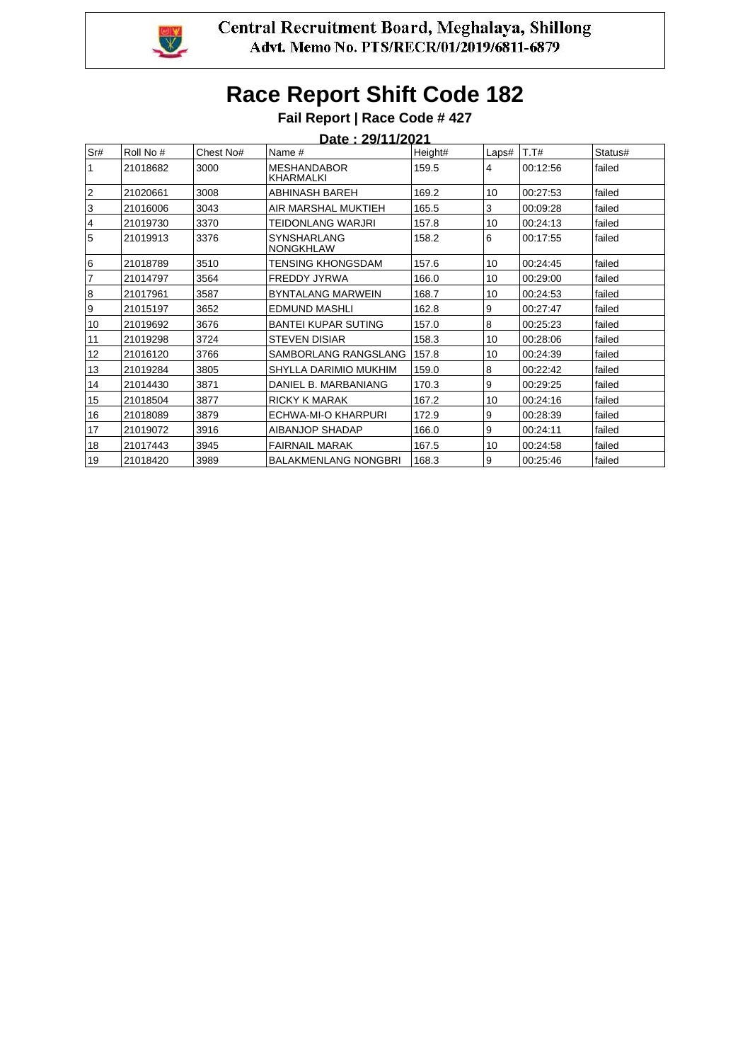Central Recruitment Board, Meghalaya, Shillong
Advt. Memo No. PTS/RECR/01/2019/6811-6879

# Race Report Shift Code 182

### Fail Report | Race Code # 427

**Date : 29/11/2021**

| Sr# | Roll No # | Chest No# | Name # | Height# | Laps# | T.T# | Status# |
|---|---|---|---|---|---|---|---|
| 1 | 21018682 | 3000 | MESHANDABOR KHARMALKI | 159.5 | 4 | 00:12:56 | failed |
| 2 | 21020661 | 3008 | ABHINASH BAREH | 169.2 | 10 | 00:27:53 | failed |
| 3 | 21016006 | 3043 | AIR MARSHAL MUKTIEH | 165.5 | 3 | 00:09:28 | failed |
| 4 | 21019730 | 3370 | TEIDONLANG WARJRI | 157.8 | 10 | 00:24:13 | failed |
| 5 | 21019913 | 3376 | SYNSHARLANG NONGKHLAW | 158.2 | 6 | 00:17:55 | failed |
| 6 | 21018789 | 3510 | TENSING KHONGSDAM | 157.6 | 10 | 00:24:45 | failed |
| 7 | 21014797 | 3564 | FREDDY JYRWA | 166.0 | 10 | 00:29:00 | failed |
| 8 | 21017961 | 3587 | BYNTALANG MARWEIN | 168.7 | 10 | 00:24:53 | failed |
| 9 | 21015197 | 3652 | EDMUND MASHLI | 162.8 | 9 | 00:27:47 | failed |
| 10 | 21019692 | 3676 | BANTEI KUPAR SUTING | 157.0 | 8 | 00:25:23 | failed |
| 11 | 21019298 | 3724 | STEVEN DISIAR | 158.3 | 10 | 00:28:06 | failed |
| 12 | 21016120 | 3766 | SAMBORLANG RANGSLANG | 157.8 | 10 | 00:24:39 | failed |
| 13 | 21019284 | 3805 | SHYLLA DARIMIO MUKHIM | 159.0 | 8 | 00:22:42 | failed |
| 14 | 21014430 | 3871 | DANIEL B. MARBANIANG | 170.3 | 9 | 00:29:25 | failed |
| 15 | 21018504 | 3877 | RICKY K MARAK | 167.2 | 10 | 00:24:16 | failed |
| 16 | 21018089 | 3879 | ECHWA-MI-O KHARPURI | 172.9 | 9 | 00:28:39 | failed |
| 17 | 21019072 | 3916 | AIBANJOP SHADAP | 166.0 | 9 | 00:24:11 | failed |
| 18 | 21017443 | 3945 | FAIRNAIL MARAK | 167.5 | 10 | 00:24:58 | failed |
| 19 | 21018420 | 3989 | BALAKMENLANG NONGBRI | 168.3 | 9 | 00:25:46 | failed |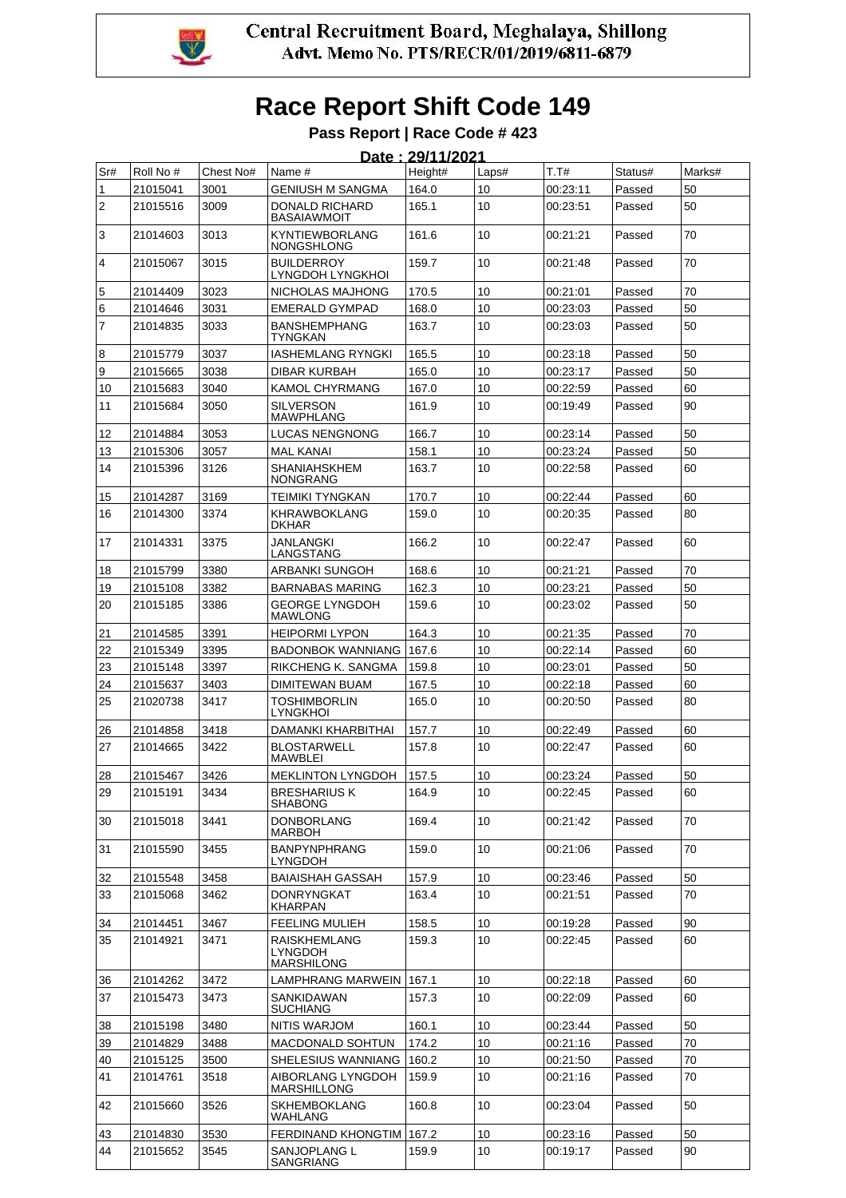Central Recruitment Board, Meghalaya, Shillong
Advt. Memo No. PTS/RECR/01/2019/6811-6879

# Race Report Shift Code 149

**Pass Report | Race Code # 423**

**Date : 29/11/2021**

| Sr# | Roll No # | Chest No# | Name # | Height# | Laps# | T.T# | Status# | Marks# |
|---|---|---|---|---|---|---|---|---|
| 1 | 21015041 | 3001 | GENIUSH M SANGMA | 164.0 | 10 | 00:23:11 | Passed | 50 |
| 2 | 21015516 | 3009 | DONALD RICHARD BASAIAWMOIT | 165.1 | 10 | 00:23:51 | Passed | 50 |
| 3 | 21014603 | 3013 | KYNTIEWBORLANG NONGSHLONG | 161.6 | 10 | 00:21:21 | Passed | 70 |
| 4 | 21015067 | 3015 | BUILDERROY LYNGDOH LYNGKHOI | 159.7 | 10 | 00:21:48 | Passed | 70 |
| 5 | 21014409 | 3023 | NICHOLAS MAJHONG | 170.5 | 10 | 00:21:01 | Passed | 70 |
| 6 | 21014646 | 3031 | EMERALD GYMPAD | 168.0 | 10 | 00:23:03 | Passed | 50 |
| 7 | 21014835 | 3033 | BANSHEMPHANG TYNGKAN | 163.7 | 10 | 00:23:03 | Passed | 50 |
| 8 | 21015779 | 3037 | IASHEMLANG RYNGKI | 165.5 | 10 | 00:23:18 | Passed | 50 |
| 9 | 21015665 | 3038 | DIBAR KURBAH | 165.0 | 10 | 00:23:17 | Passed | 50 |
| 10 | 21015683 | 3040 | KAMOL CHYRMANG | 167.0 | 10 | 00:22:59 | Passed | 60 |
| 11 | 21015684 | 3050 | SILVERSON MAWPHLANG | 161.9 | 10 | 00:19:49 | Passed | 90 |
| 12 | 21014884 | 3053 | LUCAS NENGNONG | 166.7 | 10 | 00:23:14 | Passed | 50 |
| 13 | 21015306 | 3057 | MAL KANAI | 158.1 | 10 | 00:23:24 | Passed | 50 |
| 14 | 21015396 | 3126 | SHANIAHSKHEM NONGRANG | 163.7 | 10 | 00:22:58 | Passed | 60 |
| 15 | 21014287 | 3169 | TEIMIKI TYNGKAN | 170.7 | 10 | 00:22:44 | Passed | 60 |
| 16 | 21014300 | 3374 | KHRAWBOKLANG DKHAR | 159.0 | 10 | 00:20:35 | Passed | 80 |
| 17 | 21014331 | 3375 | JANLANGKI LANGSTANG | 166.2 | 10 | 00:22:47 | Passed | 60 |
| 18 | 21015799 | 3380 | ARBANKI SUNGOH | 168.6 | 10 | 00:21:21 | Passed | 70 |
| 19 | 21015108 | 3382 | BARNABAS MARING | 162.3 | 10 | 00:23:21 | Passed | 50 |
| 20 | 21015185 | 3386 | GEORGE LYNGDOH MAWLONG | 159.6 | 10 | 00:23:02 | Passed | 50 |
| 21 | 21014585 | 3391 | HEIPORMI LYPON | 164.3 | 10 | 00:21:35 | Passed | 70 |
| 22 | 21015349 | 3395 | BADONBOK WANNIANG | 167.6 | 10 | 00:22:14 | Passed | 60 |
| 23 | 21015148 | 3397 | RIKCHENG K. SANGMA | 159.8 | 10 | 00:23:01 | Passed | 50 |
| 24 | 21015637 | 3403 | DIMITEWAN BUAM | 167.5 | 10 | 00:22:18 | Passed | 60 |
| 25 | 21020738 | 3417 | TOSHIMBORLIN LYNGKHOI | 165.0 | 10 | 00:20:50 | Passed | 80 |
| 26 | 21014858 | 3418 | DAMANKI KHARBITHAI | 157.7 | 10 | 00:22:49 | Passed | 60 |
| 27 | 21014665 | 3422 | BLOSTARWELL MAWBLEI | 157.8 | 10 | 00:22:47 | Passed | 60 |
| 28 | 21015467 | 3426 | MEKLINTON LYNGDOH | 157.5 | 10 | 00:23:24 | Passed | 50 |
| 29 | 21015191 | 3434 | BRESHARIUS K SHABONG | 164.9 | 10 | 00:22:45 | Passed | 60 |
| 30 | 21015018 | 3441 | DONBORLANG MARBOH | 169.4 | 10 | 00:21:42 | Passed | 70 |
| 31 | 21015590 | 3455 | BANPYNPHRANG LYNGDOH | 159.0 | 10 | 00:21:06 | Passed | 70 |
| 32 | 21015548 | 3458 | BAIAISHAH GASSAH | 157.9 | 10 | 00:23:46 | Passed | 50 |
| 33 | 21015068 | 3462 | DONRYNGKAT KHARPAN | 163.4 | 10 | 00:21:51 | Passed | 70 |
| 34 | 21014451 | 3467 | FEELING MULIEH | 158.5 | 10 | 00:19:28 | Passed | 90 |
| 35 | 21014921 | 3471 | RAISKHEMLANG LYNGDOH MARSHILONG | 159.3 | 10 | 00:22:45 | Passed | 60 |
| 36 | 21014262 | 3472 | LAMPHRANG MARWEIN | 167.1 | 10 | 00:22:18 | Passed | 60 |
| 37 | 21015473 | 3473 | SANKIDAWAN SUCHIANG | 157.3 | 10 | 00:22:09 | Passed | 60 |
| 38 | 21015198 | 3480 | NITIS WARJOM | 160.1 | 10 | 00:23:44 | Passed | 50 |
| 39 | 21014829 | 3488 | MACDONALD SOHTUN | 174.2 | 10 | 00:21:16 | Passed | 70 |
| 40 | 21015125 | 3500 | SHELESIUS WANNIANG | 160.2 | 10 | 00:21:50 | Passed | 70 |
| 41 | 21014761 | 3518 | AIBORLANG LYNGDOH MARSHILLONG | 159.9 | 10 | 00:21:16 | Passed | 70 |
| 42 | 21015660 | 3526 | SKHEMBOKLANG WAHLANG | 160.8 | 10 | 00:23:04 | Passed | 50 |
| 43 | 21014830 | 3530 | FERDINAND KHONGTIM | 167.2 | 10 | 00:23:16 | Passed | 50 |
| 44 | 21015652 | 3545 | SANJOPLANG L SANGRIANG | 159.9 | 10 | 00:19:17 | Passed | 90 |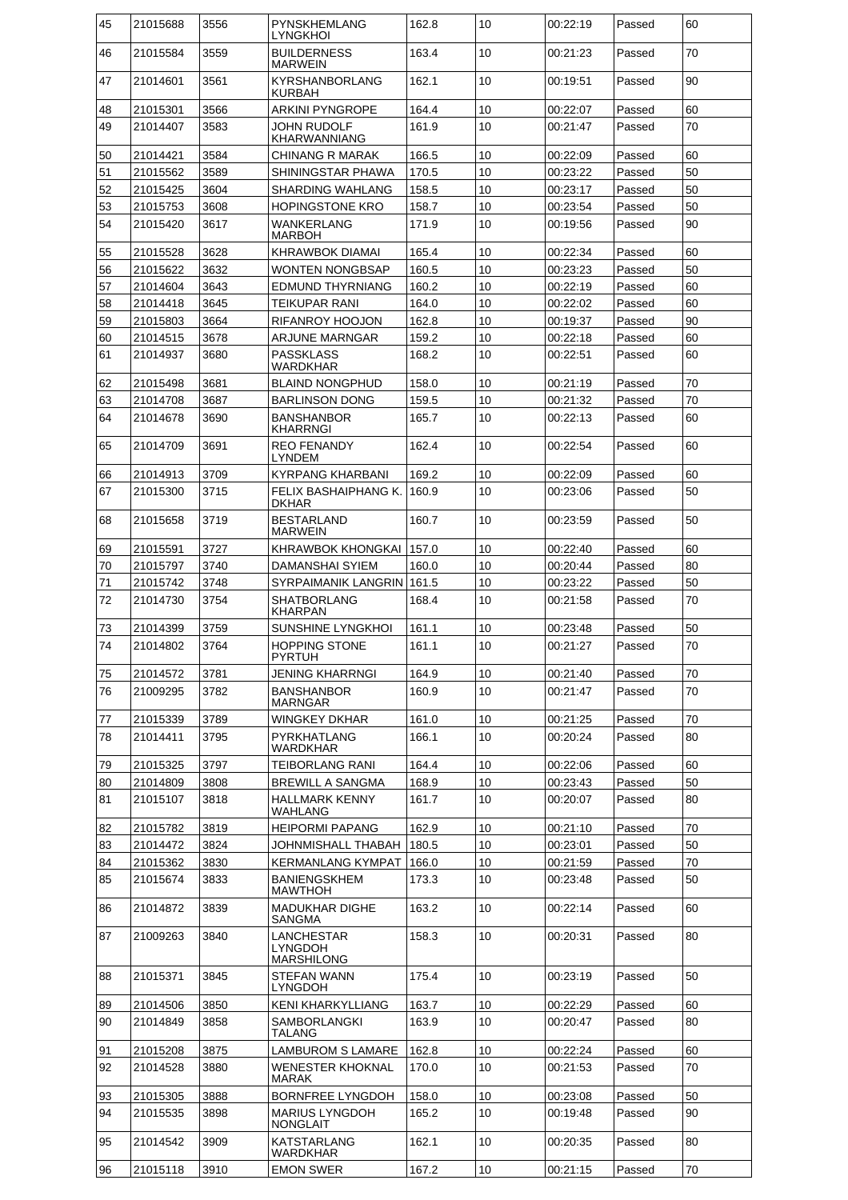| 45 | 21015688 | 3556 | PYNSKHEMLANG LYNGKHOI | 162.8 | 10 | 00:22:19 | Passed | 60 |
|---|---|---|---|---|---|---|---|---|
| 46 | 21015584 | 3559 | BUILDERNESS MARWEIN | 163.4 | 10 | 00:21:23 | Passed | 70 |
| 47 | 21014601 | 3561 | KYRSHANBORLANG KURBAH | 162.1 | 10 | 00:19:51 | Passed | 90 |
| 48 | 21015301 | 3566 | ARKINI PYNGROPE | 164.4 | 10 | 00:22:07 | Passed | 60 |
| 49 | 21014407 | 3583 | JOHN RUDOLF KHARWANNIANG | 161.9 | 10 | 00:21:47 | Passed | 70 |
| 50 | 21014421 | 3584 | CHINANG R MARAK | 166.5 | 10 | 00:22:09 | Passed | 60 |
| 51 | 21015562 | 3589 | SHININGSTAR PHAWA | 170.5 | 10 | 00:23:22 | Passed | 50 |
| 52 | 21015425 | 3604 | SHARDING WAHLANG | 158.5 | 10 | 00:23:17 | Passed | 50 |
| 53 | 21015753 | 3608 | HOPINGSTONE KRO | 158.7 | 10 | 00:23:54 | Passed | 50 |
| 54 | 21015420 | 3617 | WANKERLANG MARBOH | 171.9 | 10 | 00:19:56 | Passed | 90 |
| 55 | 21015528 | 3628 | KHRAWBOK DIAMAI | 165.4 | 10 | 00:22:34 | Passed | 60 |
| 56 | 21015622 | 3632 | WONTEN NONGBSAP | 160.5 | 10 | 00:23:23 | Passed | 50 |
| 57 | 21014604 | 3643 | EDMUND THYRNIANG | 160.2 | 10 | 00:22:19 | Passed | 60 |
| 58 | 21014418 | 3645 | TEIKUPAR RANI | 164.0 | 10 | 00:22:02 | Passed | 60 |
| 59 | 21015803 | 3664 | RIFANROY HOOJON | 162.8 | 10 | 00:19:37 | Passed | 90 |
| 60 | 21014515 | 3678 | ARJUNE MARNGAR | 159.2 | 10 | 00:22:18 | Passed | 60 |
| 61 | 21014937 | 3680 | PASSKLASS WARDKHAR | 168.2 | 10 | 00:22:51 | Passed | 60 |
| 62 | 21015498 | 3681 | BLAIND NONGPHUD | 158.0 | 10 | 00:21:19 | Passed | 70 |
| 63 | 21014708 | 3687 | BARLINSON DONG | 159.5 | 10 | 00:21:32 | Passed | 70 |
| 64 | 21014678 | 3690 | BANSHANBOR KHARRNGI | 165.7 | 10 | 00:22:13 | Passed | 60 |
| 65 | 21014709 | 3691 | REO FENANDY LYNDEM | 162.4 | 10 | 00:22:54 | Passed | 60 |
| 66 | 21014913 | 3709 | KYRPANG KHARBANI | 169.2 | 10 | 00:22:09 | Passed | 60 |
| 67 | 21015300 | 3715 | FELIX BASHAIPHANG K. DKHAR | 160.9 | 10 | 00:23:06 | Passed | 50 |
| 68 | 21015658 | 3719 | BESTARLAND MARWEIN | 160.7 | 10 | 00:23:59 | Passed | 50 |
| 69 | 21015591 | 3727 | KHRAWBOK KHONGKAI | 157.0 | 10 | 00:22:40 | Passed | 60 |
| 70 | 21015797 | 3740 | DAMANSHAI SYIEM | 160.0 | 10 | 00:20:44 | Passed | 80 |
| 71 | 21015742 | 3748 | SYRPAIMANIK LANGRIN | 161.5 | 10 | 00:23:22 | Passed | 50 |
| 72 | 21014730 | 3754 | SHATBORLANG KHARPAN | 168.4 | 10 | 00:21:58 | Passed | 70 |
| 73 | 21014399 | 3759 | SUNSHINE LYNGKHOI | 161.1 | 10 | 00:23:48 | Passed | 50 |
| 74 | 21014802 | 3764 | HOPPING STONE PYRTUH | 161.1 | 10 | 00:21:27 | Passed | 70 |
| 75 | 21014572 | 3781 | JENING KHARRNGI | 164.9 | 10 | 00:21:40 | Passed | 70 |
| 76 | 21009295 | 3782 | BANSHANBOR MARNGAR | 160.9 | 10 | 00:21:47 | Passed | 70 |
| 77 | 21015339 | 3789 | WINGKEY DKHAR | 161.0 | 10 | 00:21:25 | Passed | 70 |
| 78 | 21014411 | 3795 | PYRKHATLANG WARDKHAR | 166.1 | 10 | 00:20:24 | Passed | 80 |
| 79 | 21015325 | 3797 | TEIBORLANG RANI | 164.4 | 10 | 00:22:06 | Passed | 60 |
| 80 | 21014809 | 3808 | BREWILL A SANGMA | 168.9 | 10 | 00:23:43 | Passed | 50 |
| 81 | 21015107 | 3818 | HALLMARK KENNY WAHLANG | 161.7 | 10 | 00:20:07 | Passed | 80 |
| 82 | 21015782 | 3819 | HEIPORMI PAPANG | 162.9 | 10 | 00:21:10 | Passed | 70 |
| 83 | 21014472 | 3824 | JOHNMISHALL THABAH | 180.5 | 10 | 00:23:01 | Passed | 50 |
| 84 | 21015362 | 3830 | KERMANLANG KYMPAT | 166.0 | 10 | 00:21:59 | Passed | 70 |
| 85 | 21015674 | 3833 | BANIENGSKHEM MAWTHOH | 173.3 | 10 | 00:23:48 | Passed | 50 |
| 86 | 21014872 | 3839 | MADUKHAR DIGHE SANGMA | 163.2 | 10 | 00:22:14 | Passed | 60 |
| 87 | 21009263 | 3840 | LANCHESTAR LYNGDOH MARSHILONG | 158.3 | 10 | 00:20:31 | Passed | 80 |
| 88 | 21015371 | 3845 | STEFAN WANN LYNGDOH | 175.4 | 10 | 00:23:19 | Passed | 50 |
| 89 | 21014506 | 3850 | KENI KHARKYLLIANG | 163.7 | 10 | 00:22:29 | Passed | 60 |
| 90 | 21014849 | 3858 | SAMBORLANGKI TALANG | 163.9 | 10 | 00:20:47 | Passed | 80 |
| 91 | 21015208 | 3875 | LAMBUROM S LAMARE | 162.8 | 10 | 00:22:24 | Passed | 60 |
| 92 | 21014528 | 3880 | WENESTER KHOKNAL MARAK | 170.0 | 10 | 00:21:53 | Passed | 70 |
| 93 | 21015305 | 3888 | BORNFREE LYNGDOH | 158.0 | 10 | 00:23:08 | Passed | 50 |
| 94 | 21015535 | 3898 | MARIUS LYNGDOH NONGLAIT | 165.2 | 10 | 00:19:48 | Passed | 90 |
| 95 | 21014542 | 3909 | KATSTARLANG WARDKHAR | 162.1 | 10 | 00:20:35 | Passed | 80 |
| 96 | 21015118 | 3910 | EMON SWER | 167.2 | 10 | 00:21:15 | Passed | 70 |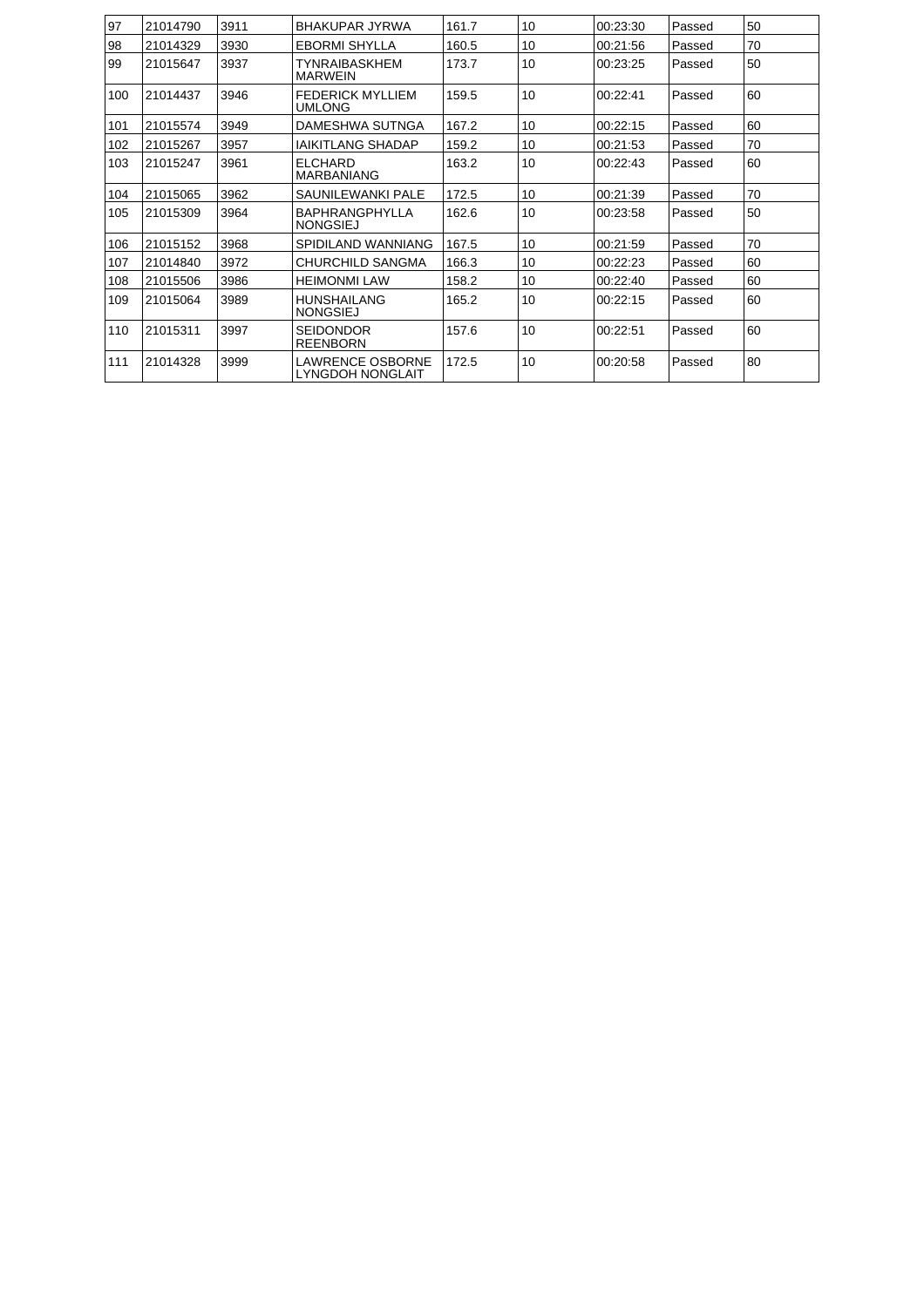| 97 | 21014790 | 3911 | BHAKUPAR JYRWA | 161.7 | 10 | 00:23:30 | Passed | 50 |
|---|---|---|---|---|---|---|---|---|
| 98 | 21014329 | 3930 | EBORMI SHYLLA | 160.5 | 10 | 00:21:56 | Passed | 70 |
| 99 | 21015647 | 3937 | TYNRAIBASKHEM MARWEIN | 173.7 | 10 | 00:23:25 | Passed | 50 |
| 100 | 21014437 | 3946 | FEDERICK MYLLIEM UMLONG | 159.5 | 10 | 00:22:41 | Passed | 60 |
| 101 | 21015574 | 3949 | DAMESHWA SUTNGA | 167.2 | 10 | 00:22:15 | Passed | 60 |
| 102 | 21015267 | 3957 | IAIKITLANG SHADAP | 159.2 | 10 | 00:21:53 | Passed | 70 |
| 103 | 21015247 | 3961 | ELCHARD MARBANIANG | 163.2 | 10 | 00:22:43 | Passed | 60 |
| 104 | 21015065 | 3962 | SAUNILEWANKI PALE | 172.5 | 10 | 00:21:39 | Passed | 70 |
| 105 | 21015309 | 3964 | BAPHRANGPHYLLA NONGSIEJ | 162.6 | 10 | 00:23:58 | Passed | 50 |
| 106 | 21015152 | 3968 | SPIDILAND WANNIANG | 167.5 | 10 | 00:21:59 | Passed | 70 |
| 107 | 21014840 | 3972 | CHURCHILD SANGMA | 166.3 | 10 | 00:22:23 | Passed | 60 |
| 108 | 21015506 | 3986 | HEIMONMI LAW | 158.2 | 10 | 00:22:40 | Passed | 60 |
| 109 | 21015064 | 3989 | HUNSHAILANG NONGSIEJ | 165.2 | 10 | 00:22:15 | Passed | 60 |
| 110 | 21015311 | 3997 | SEIDONDOR REENBORN | 157.6 | 10 | 00:22:51 | Passed | 60 |
| 111 | 21014328 | 3999 | LAWRENCE OSBORNE LYNGDOH NONGLAIT | 172.5 | 10 | 00:20:58 | Passed | 80 |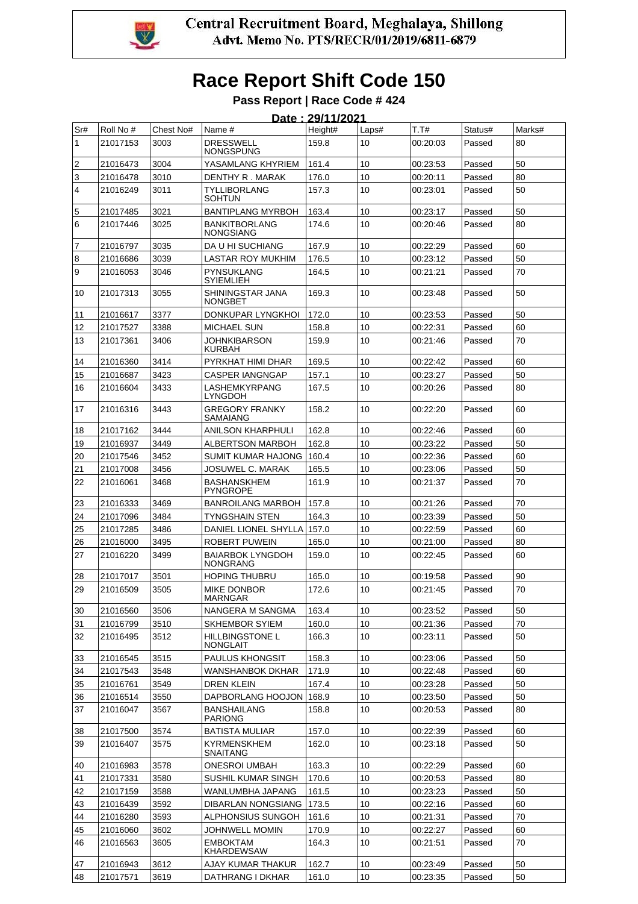Central Recruitment Board, Meghalaya, Shillong
Advt. Memo No. PTS/RECR/01/2019/6811-6879

# Race Report Shift Code 150

**Pass Report | Race Code # 424**

**Date : 29/11/2021**

| Sr# | Roll No # | Chest No# | Name # | Height# | Laps# | T.T# | Status# | Marks# |
|---|---|---|---|---|---|---|---|---|
| 1 | 21017153 | 3003 | DRESSWELL NONGSPUNG | 159.8 | 10 | 00:20:03 | Passed | 80 |
| 2 | 21016473 | 3004 | YASAMLANG KHYRIEM | 161.4 | 10 | 00:23:53 | Passed | 50 |
| 3 | 21016478 | 3010 | DENTHY R . MARAK | 176.0 | 10 | 00:20:11 | Passed | 80 |
| 4 | 21016249 | 3011 | TYLLIBORLANG SOHTUN | 157.3 | 10 | 00:23:01 | Passed | 50 |
| 5 | 21017485 | 3021 | BANTIPLANG MYRBOH | 163.4 | 10 | 00:23:17 | Passed | 50 |
| 6 | 21017446 | 3025 | BANKITBORLANG NONGSIANG | 174.6 | 10 | 00:20:46 | Passed | 80 |
| 7 | 21016797 | 3035 | DA U HI SUCHIANG | 167.9 | 10 | 00:22:29 | Passed | 60 |
| 8 | 21016686 | 3039 | LASTAR ROY MUKHIM | 176.5 | 10 | 00:23:12 | Passed | 50 |
| 9 | 21016053 | 3046 | PYNSUKLANG SYIEMLIEH | 164.5 | 10 | 00:21:21 | Passed | 70 |
| 10 | 21017313 | 3055 | SHININGSTAR JANA NONGBET | 169.3 | 10 | 00:23:48 | Passed | 50 |
| 11 | 21016617 | 3377 | DONKUPAR LYNGKHOI | 172.0 | 10 | 00:23:53 | Passed | 50 |
| 12 | 21017527 | 3388 | MICHAEL SUN | 158.8 | 10 | 00:22:31 | Passed | 60 |
| 13 | 21017361 | 3406 | JOHNKIBARSON KURBAH | 159.9 | 10 | 00:21:46 | Passed | 70 |
| 14 | 21016360 | 3414 | PYRKHAT HIMI DHAR | 169.5 | 10 | 00:22:42 | Passed | 60 |
| 15 | 21016687 | 3423 | CASPER IANGNGAP | 157.1 | 10 | 00:23:27 | Passed | 50 |
| 16 | 21016604 | 3433 | LASHEMKYRPANG LYNGDOH | 167.5 | 10 | 00:20:26 | Passed | 80 |
| 17 | 21016316 | 3443 | GREGORY FRANKY SAMAIANG | 158.2 | 10 | 00:22:20 | Passed | 60 |
| 18 | 21017162 | 3444 | ANILSON KHARPHULI | 162.8 | 10 | 00:22:46 | Passed | 60 |
| 19 | 21016937 | 3449 | ALBERTSON MARBOH | 162.8 | 10 | 00:23:22 | Passed | 50 |
| 20 | 21017546 | 3452 | SUMIT KUMAR HAJONG | 160.4 | 10 | 00:22:36 | Passed | 60 |
| 21 | 21017008 | 3456 | JOSUWEL C. MARAK | 165.5 | 10 | 00:23:06 | Passed | 50 |
| 22 | 21016061 | 3468 | BASHANSKHEM PYNGROPE | 161.9 | 10 | 00:21:37 | Passed | 70 |
| 23 | 21016333 | 3469 | BANROILANG MARBOH | 157.8 | 10 | 00:21:26 | Passed | 70 |
| 24 | 21017096 | 3484 | TYNGSHAIN STEN | 164.3 | 10 | 00:23:39 | Passed | 50 |
| 25 | 21017285 | 3486 | DANIEL LIONEL SHYLLA | 157.0 | 10 | 00:22:59 | Passed | 60 |
| 26 | 21016000 | 3495 | ROBERT PUWEIN | 165.0 | 10 | 00:21:00 | Passed | 80 |
| 27 | 21016220 | 3499 | BAIARBOK LYNGDOH NONGRANG | 159.0 | 10 | 00:22:45 | Passed | 60 |
| 28 | 21017017 | 3501 | HOPING THUBRU | 165.0 | 10 | 00:19:58 | Passed | 90 |
| 29 | 21016509 | 3505 | MIKE DONBOR MARNGAR | 172.6 | 10 | 00:21:45 | Passed | 70 |
| 30 | 21016560 | 3506 | NANGERA M SANGMA | 163.4 | 10 | 00:23:52 | Passed | 50 |
| 31 | 21016799 | 3510 | SKHEMBOR SYIEM | 160.0 | 10 | 00:21:36 | Passed | 70 |
| 32 | 21016495 | 3512 | HILLBINGSTONE L NONGLAIT | 166.3 | 10 | 00:23:11 | Passed | 50 |
| 33 | 21016545 | 3515 | PAULUS KHONGSIT | 158.3 | 10 | 00:23:06 | Passed | 50 |
| 34 | 21017543 | 3548 | WANSHANBOK DKHAR | 171.9 | 10 | 00:22:48 | Passed | 60 |
| 35 | 21016761 | 3549 | DREN KLEIN | 167.4 | 10 | 00:23:28 | Passed | 50 |
| 36 | 21016514 | 3550 | DAPBORLANG HOOJON | 168.9 | 10 | 00:23:50 | Passed | 50 |
| 37 | 21016047 | 3567 | BANSHAILANG PARIONG | 158.8 | 10 | 00:20:53 | Passed | 80 |
| 38 | 21017500 | 3574 | BATISTA MULIAR | 157.0 | 10 | 00:22:39 | Passed | 60 |
| 39 | 21016407 | 3575 | KYRMENSKHEM SNAITANG | 162.0 | 10 | 00:23:18 | Passed | 50 |
| 40 | 21016983 | 3578 | ONESROI UMBAH | 163.3 | 10 | 00:22:29 | Passed | 60 |
| 41 | 21017331 | 3580 | SUSHIL KUMAR SINGH | 170.6 | 10 | 00:20:53 | Passed | 80 |
| 42 | 21017159 | 3588 | WANLUMBHA JAPANG | 161.5 | 10 | 00:23:23 | Passed | 50 |
| 43 | 21016439 | 3592 | DIBARLAN NONGSIANG | 173.5 | 10 | 00:22:16 | Passed | 60 |
| 44 | 21016280 | 3593 | ALPHONSIUS SUNGOH | 161.6 | 10 | 00:21:31 | Passed | 70 |
| 45 | 21016060 | 3602 | JOHNWELL MOMIN | 170.9 | 10 | 00:22:27 | Passed | 60 |
| 46 | 21016563 | 3605 | EMBOKTAM KHARDEWSAW | 164.3 | 10 | 00:21:51 | Passed | 70 |
| 47 | 21016943 | 3612 | AJAY KUMAR THAKUR | 162.7 | 10 | 00:23:49 | Passed | 50 |
| 48 | 21017571 | 3619 | DATHRANG I DKHAR | 161.0 | 10 | 00:23:35 | Passed | 50 |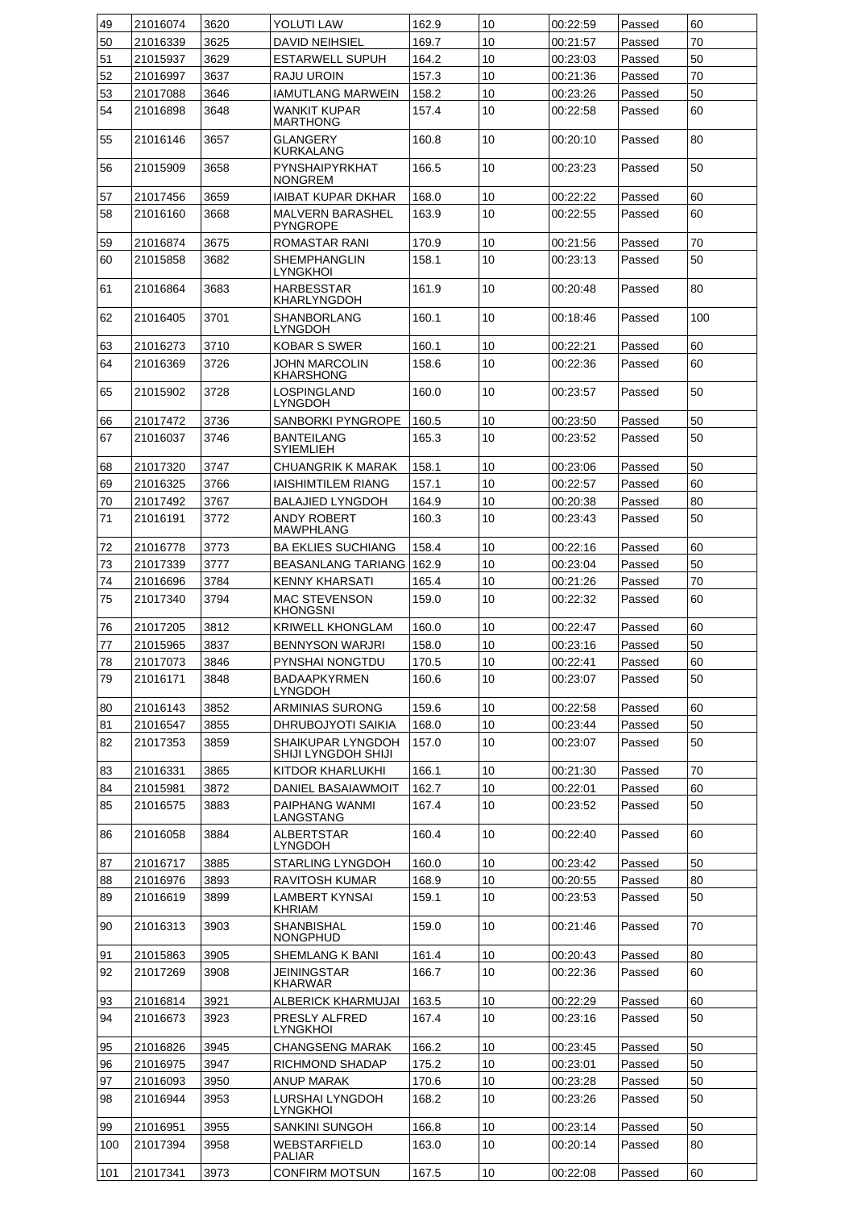| 49 | 21016074 | 3620 | YOLUTI LAW | 162.9 | 10 | 00:22:59 | Passed | 60 |
|---|---|---|---|---|---|---|---|---|
| 50 | 21016339 | 3625 | DAVID NEIHSIEL | 169.7 | 10 | 00:21:57 | Passed | 70 |
| 51 | 21015937 | 3629 | ESTARWELL SUPUH | 164.2 | 10 | 00:23:03 | Passed | 50 |
| 52 | 21016997 | 3637 | RAJU UROIN | 157.3 | 10 | 00:21:36 | Passed | 70 |
| 53 | 21017088 | 3646 | IAMUTLANG MARWEIN | 158.2 | 10 | 00:23:26 | Passed | 50 |
| 54 | 21016898 | 3648 | WANKIT KUPAR MARTHONG | 157.4 | 10 | 00:22:58 | Passed | 60 |
| 55 | 21016146 | 3657 | GLANGERY KURKALANG | 160.8 | 10 | 00:20:10 | Passed | 80 |
| 56 | 21015909 | 3658 | PYNSHAIPYRKHAT NONGREM | 166.5 | 10 | 00:23:23 | Passed | 50 |
| 57 | 21017456 | 3659 | IAIBAT KUPAR DKHAR | 168.0 | 10 | 00:22:22 | Passed | 60 |
| 58 | 21016160 | 3668 | MALVERN BARASHEL PYNGROPE | 163.9 | 10 | 00:22:55 | Passed | 60 |
| 59 | 21016874 | 3675 | ROMASTAR RANI | 170.9 | 10 | 00:21:56 | Passed | 70 |
| 60 | 21015858 | 3682 | SHEMPHANGLIN LYNGKHOI | 158.1 | 10 | 00:23:13 | Passed | 50 |
| 61 | 21016864 | 3683 | HARBESSTAR KHARLYNGDOH | 161.9 | 10 | 00:20:48 | Passed | 80 |
| 62 | 21016405 | 3701 | SHANBORLANG LYNGDOH | 160.1 | 10 | 00:18:46 | Passed | 100 |
| 63 | 21016273 | 3710 | KOBAR S SWER | 160.1 | 10 | 00:22:21 | Passed | 60 |
| 64 | 21016369 | 3726 | JOHN MARCOLIN KHARSHONG | 158.6 | 10 | 00:22:36 | Passed | 60 |
| 65 | 21015902 | 3728 | LOSPINGLAND LYNGDOH | 160.0 | 10 | 00:23:57 | Passed | 50 |
| 66 | 21017472 | 3736 | SANBORKI PYNGROPE | 160.5 | 10 | 00:23:50 | Passed | 50 |
| 67 | 21016037 | 3746 | BANTEILANG SYIEMLIEH | 165.3 | 10 | 00:23:52 | Passed | 50 |
| 68 | 21017320 | 3747 | CHUANGRIK K MARAK | 158.1 | 10 | 00:23:06 | Passed | 50 |
| 69 | 21016325 | 3766 | IAISHIMTILEM RIANG | 157.1 | 10 | 00:22:57 | Passed | 60 |
| 70 | 21017492 | 3767 | BALAJIED LYNGDOH | 164.9 | 10 | 00:20:38 | Passed | 80 |
| 71 | 21016191 | 3772 | ANDY ROBERT MAWPHLANG | 160.3 | 10 | 00:23:43 | Passed | 50 |
| 72 | 21016778 | 3773 | BA EKLIES SUCHIANG | 158.4 | 10 | 00:22:16 | Passed | 60 |
| 73 | 21017339 | 3777 | BEASANLANG TARIANG | 162.9 | 10 | 00:23:04 | Passed | 50 |
| 74 | 21016696 | 3784 | KENNY KHARSATI | 165.4 | 10 | 00:21:26 | Passed | 70 |
| 75 | 21017340 | 3794 | MAC STEVENSON KHONGSNI | 159.0 | 10 | 00:22:32 | Passed | 60 |
| 76 | 21017205 | 3812 | KRIWELL KHONGLAM | 160.0 | 10 | 00:22:47 | Passed | 60 |
| 77 | 21015965 | 3837 | BENNYSON WARJRI | 158.0 | 10 | 00:23:16 | Passed | 50 |
| 78 | 21017073 | 3846 | PYNSHAI NONGTDU | 170.5 | 10 | 00:22:41 | Passed | 60 |
| 79 | 21016171 | 3848 | BADAAPKYRMEN LYNGDOH | 160.6 | 10 | 00:23:07 | Passed | 50 |
| 80 | 21016143 | 3852 | ARMINIAS SURONG | 159.6 | 10 | 00:22:58 | Passed | 60 |
| 81 | 21016547 | 3855 | DHRUBOJYOTI SAIKIA | 168.0 | 10 | 00:23:44 | Passed | 50 |
| 82 | 21017353 | 3859 | SHAIKUPAR LYNGDOH SHIJI LYNGDOH SHIJI | 157.0 | 10 | 00:23:07 | Passed | 50 |
| 83 | 21016331 | 3865 | KITDOR KHARLUKHI | 166.1 | 10 | 00:21:30 | Passed | 70 |
| 84 | 21015981 | 3872 | DANIEL BASAIAWMOIT | 162.7 | 10 | 00:22:01 | Passed | 60 |
| 85 | 21016575 | 3883 | PAIPHANG WANMI LANGSTANG | 167.4 | 10 | 00:23:52 | Passed | 50 |
| 86 | 21016058 | 3884 | ALBERTSTAR LYNGDOH | 160.4 | 10 | 00:22:40 | Passed | 60 |
| 87 | 21016717 | 3885 | STARLING LYNGDOH | 160.0 | 10 | 00:23:42 | Passed | 50 |
| 88 | 21016976 | 3893 | RAVITOSH KUMAR | 168.9 | 10 | 00:20:55 | Passed | 80 |
| 89 | 21016619 | 3899 | LAMBERT KYNSAI KHRIAM | 159.1 | 10 | 00:23:53 | Passed | 50 |
| 90 | 21016313 | 3903 | SHANBISHAL NONGPHUD | 159.0 | 10 | 00:21:46 | Passed | 70 |
| 91 | 21015863 | 3905 | SHEMLANG K BANI | 161.4 | 10 | 00:20:43 | Passed | 80 |
| 92 | 21017269 | 3908 | JEININGSTAR KHARWAR | 166.7 | 10 | 00:22:36 | Passed | 60 |
| 93 | 21016814 | 3921 | ALBERICK KHARMUJAI | 163.5 | 10 | 00:22:29 | Passed | 60 |
| 94 | 21016673 | 3923 | PRESLY ALFRED LYNGKHOI | 167.4 | 10 | 00:23:16 | Passed | 50 |
| 95 | 21016826 | 3945 | CHANGSENG MARAK | 166.2 | 10 | 00:23:45 | Passed | 50 |
| 96 | 21016975 | 3947 | RICHMOND SHADAP | 175.2 | 10 | 00:23:01 | Passed | 50 |
| 97 | 21016093 | 3950 | ANUP MARAK | 170.6 | 10 | 00:23:28 | Passed | 50 |
| 98 | 21016944 | 3953 | LURSHAI LYNGDOH LYNGKHOI | 168.2 | 10 | 00:23:26 | Passed | 50 |
| 99 | 21016951 | 3955 | SANKINI SUNGOH | 166.8 | 10 | 00:23:14 | Passed | 50 |
| 100 | 21017394 | 3958 | WEBSTARFIELD PALIAR | 163.0 | 10 | 00:20:14 | Passed | 80 |
| 101 | 21017341 | 3973 | CONFIRM MOTSUN | 167.5 | 10 | 00:22:08 | Passed | 60 |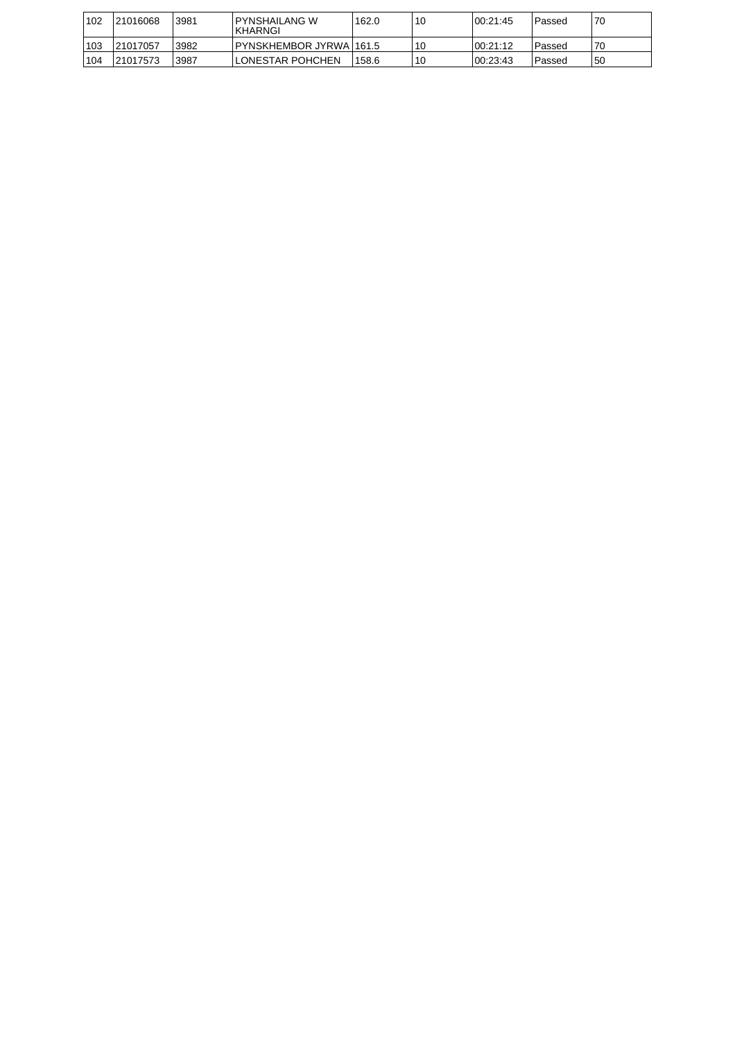| | | | | | | | | |
|---|---|---|---|---|---|---|---|---|
| 102 | 21016068 | 3981 | PYNSHAILANG W KHARNGI | 162.0 | 10 | 00:21:45 | Passed | 70 |
| 103 | 21017057 | 3982 | PYNSKHEMBOR JYRWA | 161.5 | 10 | 00:21:12 | Passed | 70 |
| 104 | 21017573 | 3987 | LONESTAR POHCHEN | 158.6 | 10 | 00:23:43 | Passed | 50 |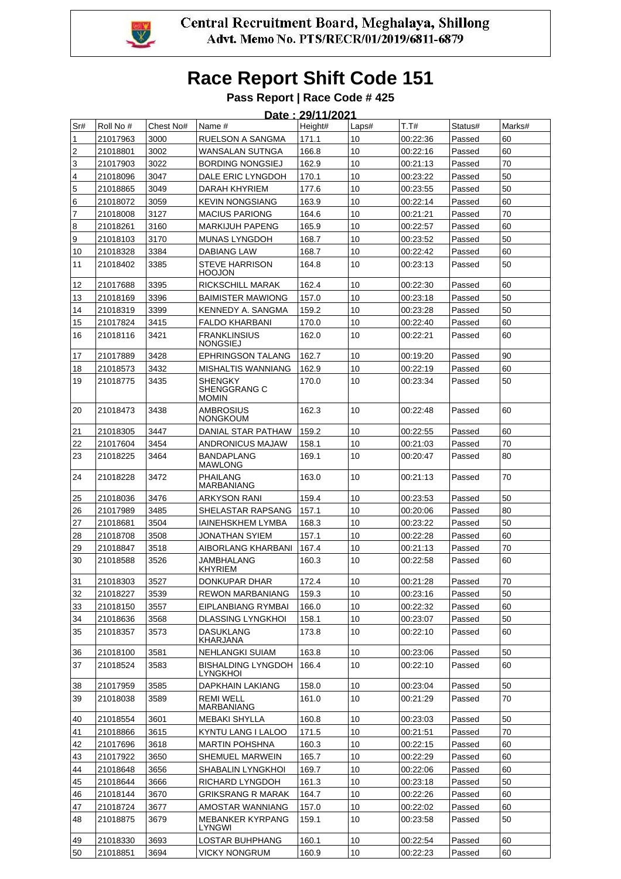Central Recruitment Board, Meghalaya, Shillong
Advt. Memo No. PTS/RECR/01/2019/6811-6879

# Race Report Shift Code 151

**Pass Report | Race Code # 425**

**Date : 29/11/2021**

| Sr# | Roll No # | Chest No# | Name # | Height# | Laps# | T.T# | Status# | Marks# |
|---|---|---|---|---|---|---|---|---|
| 1 | 21017963 | 3000 | RUELSON A SANGMA | 171.1 | 10 | 00:22:36 | Passed | 60 |
| 2 | 21018801 | 3002 | WANSALAN SUTNGA | 166.8 | 10 | 00:22:16 | Passed | 60 |
| 3 | 21017903 | 3022 | BORDING NONGSIEJ | 162.9 | 10 | 00:21:13 | Passed | 70 |
| 4 | 21018096 | 3047 | DALE ERIC LYNGDOH | 170.1 | 10 | 00:23:22 | Passed | 50 |
| 5 | 21018865 | 3049 | DARAH KHYRIEM | 177.6 | 10 | 00:23:55 | Passed | 50 |
| 6 | 21018072 | 3059 | KEVIN NONGSIANG | 163.9 | 10 | 00:22:14 | Passed | 60 |
| 7 | 21018008 | 3127 | MACIUS PARIONG | 164.6 | 10 | 00:21:21 | Passed | 70 |
| 8 | 21018261 | 3160 | MARKIJUH PAPENG | 165.9 | 10 | 00:22:57 | Passed | 60 |
| 9 | 21018103 | 3170 | MUNAS LYNGDOH | 168.7 | 10 | 00:23:52 | Passed | 50 |
| 10 | 21018328 | 3384 | DABIANG LAW | 168.7 | 10 | 00:22:42 | Passed | 60 |
| 11 | 21018402 | 3385 | STEVE HARRISON HOOJON | 164.8 | 10 | 00:23:13 | Passed | 50 |
| 12 | 21017688 | 3395 | RICKSCHILL MARAK | 162.4 | 10 | 00:22:30 | Passed | 60 |
| 13 | 21018169 | 3396 | BAIMISTER MAWIONG | 157.0 | 10 | 00:23:18 | Passed | 50 |
| 14 | 21018319 | 3399 | KENNEDY A. SANGMA | 159.2 | 10 | 00:23:28 | Passed | 50 |
| 15 | 21017824 | 3415 | FALDO KHARBANI | 170.0 | 10 | 00:22:40 | Passed | 60 |
| 16 | 21018116 | 3421 | FRANKLINSIUS NONGSIEJ | 162.0 | 10 | 00:22:21 | Passed | 60 |
| 17 | 21017889 | 3428 | EPHRINGSON TALANG | 162.7 | 10 | 00:19:20 | Passed | 90 |
| 18 | 21018573 | 3432 | MISHALTIS WANNIANG | 162.9 | 10 | 00:22:19 | Passed | 60 |
| 19 | 21018775 | 3435 | SHENGKY SHENGGRANG C MOMIN | 170.0 | 10 | 00:23:34 | Passed | 50 |
| 20 | 21018473 | 3438 | AMBROSIUS NONGKOUM | 162.3 | 10 | 00:22:48 | Passed | 60 |
| 21 | 21018305 | 3447 | DANIAL STAR PATHAW | 159.2 | 10 | 00:22:55 | Passed | 60 |
| 22 | 21017604 | 3454 | ANDRONICUS MAJAW | 158.1 | 10 | 00:21:03 | Passed | 70 |
| 23 | 21018225 | 3464 | BANDAPLANG MAWLONG | 169.1 | 10 | 00:20:47 | Passed | 80 |
| 24 | 21018228 | 3472 | PHAILANG MARBANIANG | 163.0 | 10 | 00:21:13 | Passed | 70 |
| 25 | 21018036 | 3476 | ARKYSON RANI | 159.4 | 10 | 00:23:53 | Passed | 50 |
| 26 | 21017989 | 3485 | SHELASTAR RAPSANG | 157.1 | 10 | 00:20:06 | Passed | 80 |
| 27 | 21018681 | 3504 | IAINEHSKHEM LYMBA | 168.3 | 10 | 00:23:22 | Passed | 50 |
| 28 | 21018708 | 3508 | JONATHAN SYIEM | 157.1 | 10 | 00:22:28 | Passed | 60 |
| 29 | 21018847 | 3518 | AIBORLANG KHARBANI | 167.4 | 10 | 00:21:13 | Passed | 70 |
| 30 | 21018588 | 3526 | JAMBHALANG KHYRIEM | 160.3 | 10 | 00:22:58 | Passed | 60 |
| 31 | 21018303 | 3527 | DONKUPAR DHAR | 172.4 | 10 | 00:21:28 | Passed | 70 |
| 32 | 21018227 | 3539 | REWON MARBANIANG | 159.3 | 10 | 00:23:16 | Passed | 50 |
| 33 | 21018150 | 3557 | EIPLANBIANG RYMBAI | 166.0 | 10 | 00:22:32 | Passed | 60 |
| 34 | 21018636 | 3568 | DLASSING LYNGKHOI | 158.1 | 10 | 00:23:07 | Passed | 50 |
| 35 | 21018357 | 3573 | DASUKLANG KHARJANA | 173.8 | 10 | 00:22:10 | Passed | 60 |
| 36 | 21018100 | 3581 | NEHLANGKI SUIAM | 163.8 | 10 | 00:23:06 | Passed | 50 |
| 37 | 21018524 | 3583 | BISHALDING LYNGDOH LYNGKHOI | 166.4 | 10 | 00:22:10 | Passed | 60 |
| 38 | 21017959 | 3585 | DAPKHAIN LAKIANG | 158.0 | 10 | 00:23:04 | Passed | 50 |
| 39 | 21018038 | 3589 | REMI WELL MARBANIANG | 161.0 | 10 | 00:21:29 | Passed | 70 |
| 40 | 21018554 | 3601 | MEBAKI SHYLLA | 160.8 | 10 | 00:23:03 | Passed | 50 |
| 41 | 21018866 | 3615 | KYNTU LANG I LALOO | 171.5 | 10 | 00:21:51 | Passed | 70 |
| 42 | 21017696 | 3618 | MARTIN POHSHNA | 160.3 | 10 | 00:22:15 | Passed | 60 |
| 43 | 21017922 | 3650 | SHEMUEL MARWEIN | 165.7 | 10 | 00:22:29 | Passed | 60 |
| 44 | 21018648 | 3656 | SHABALIN LYNGKHOI | 169.7 | 10 | 00:22:06 | Passed | 60 |
| 45 | 21018644 | 3666 | RICHARD LYNGDOH | 161.3 | 10 | 00:23:18 | Passed | 50 |
| 46 | 21018144 | 3670 | GRIKSRANG R MARAK | 164.7 | 10 | 00:22:26 | Passed | 60 |
| 47 | 21018724 | 3677 | AMOSTAR WANNIANG | 157.0 | 10 | 00:22:02 | Passed | 60 |
| 48 | 21018875 | 3679 | MEBANKER KYRPANG LYNGWI | 159.1 | 10 | 00:23:58 | Passed | 50 |
| 49 | 21018330 | 3693 | LOSTAR BUHPHANG | 160.1 | 10 | 00:22:54 | Passed | 60 |
| 50 | 21018851 | 3694 | VICKY NONGRUM | 160.9 | 10 | 00:22:23 | Passed | 60 |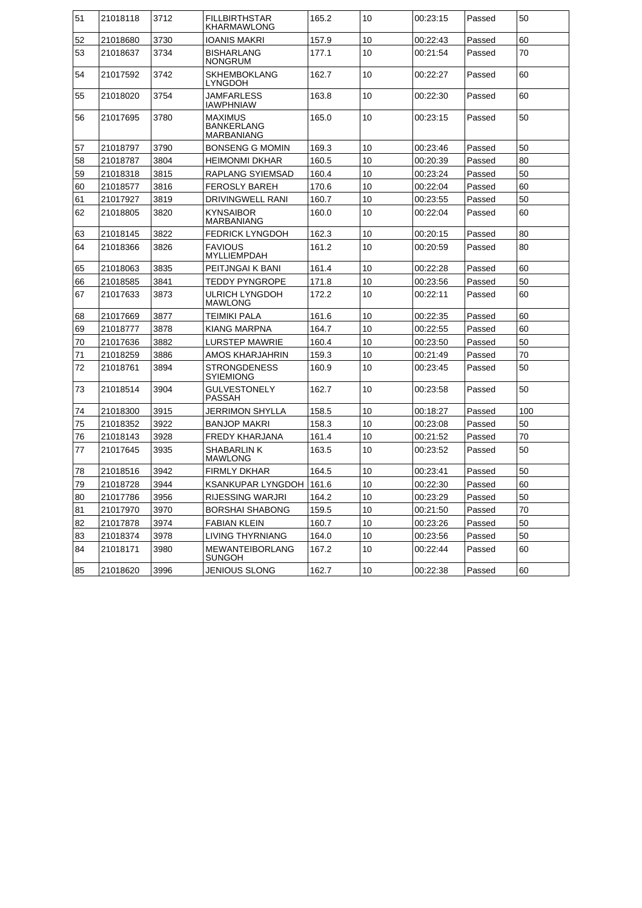| 51 | 21018118 | 3712 | FILLBIRTHSTAR KHARMAWLONG | 165.2 | 10 | 00:23:15 | Passed | 50 |
|---|---|---|---|---|---|---|---|---|
| 52 | 21018680 | 3730 | IOANIS MAKRI | 157.9 | 10 | 00:22:43 | Passed | 60 |
| 53 | 21018637 | 3734 | BISHARLANG NONGRUM | 177.1 | 10 | 00:21:54 | Passed | 70 |
| 54 | 21017592 | 3742 | SKHEMBOKLANG LYNGDOH | 162.7 | 10 | 00:22:27 | Passed | 60 |
| 55 | 21018020 | 3754 | JAMFARLESS IAWPHNIAW | 163.8 | 10 | 00:22:30 | Passed | 60 |
| 56 | 21017695 | 3780 | MAXIMUS BANKERLANG MARBANIANG | 165.0 | 10 | 00:23:15 | Passed | 50 |
| 57 | 21018797 | 3790 | BONSENG G MOMIN | 169.3 | 10 | 00:23:46 | Passed | 50 |
| 58 | 21018787 | 3804 | HEIMONMI DKHAR | 160.5 | 10 | 00:20:39 | Passed | 80 |
| 59 | 21018318 | 3815 | RAPLANG SYIEMSAD | 160.4 | 10 | 00:23:24 | Passed | 50 |
| 60 | 21018577 | 3816 | FEROSLY BAREH | 170.6 | 10 | 00:22:04 | Passed | 60 |
| 61 | 21017927 | 3819 | DRIVINGWELL RANI | 160.7 | 10 | 00:23:55 | Passed | 50 |
| 62 | 21018805 | 3820 | KYNSAIBOR MARBANIANG | 160.0 | 10 | 00:22:04 | Passed | 60 |
| 63 | 21018145 | 3822 | FEDRICK LYNGDOH | 162.3 | 10 | 00:20:15 | Passed | 80 |
| 64 | 21018366 | 3826 | FAVIOUS MYLLIEMPDAH | 161.2 | 10 | 00:20:59 | Passed | 80 |
| 65 | 21018063 | 3835 | PEITJNGAI K BANI | 161.4 | 10 | 00:22:28 | Passed | 60 |
| 66 | 21018585 | 3841 | TEDDY PYNGROPE | 171.8 | 10 | 00:23:56 | Passed | 50 |
| 67 | 21017633 | 3873 | ULRICH LYNGDOH MAWLONG | 172.2 | 10 | 00:22:11 | Passed | 60 |
| 68 | 21017669 | 3877 | TEIMIKI PALA | 161.6 | 10 | 00:22:35 | Passed | 60 |
| 69 | 21018777 | 3878 | KIANG MARPNA | 164.7 | 10 | 00:22:55 | Passed | 60 |
| 70 | 21017636 | 3882 | LURSTEP MAWRIE | 160.4 | 10 | 00:23:50 | Passed | 50 |
| 71 | 21018259 | 3886 | AMOS KHARJAHRIN | 159.3 | 10 | 00:21:49 | Passed | 70 |
| 72 | 21018761 | 3894 | STRONGDENESS SYIEMIONG | 160.9 | 10 | 00:23:45 | Passed | 50 |
| 73 | 21018514 | 3904 | GULVESTONELY PASSAH | 162.7 | 10 | 00:23:58 | Passed | 50 |
| 74 | 21018300 | 3915 | JERRIMON SHYLLA | 158.5 | 10 | 00:18:27 | Passed | 100 |
| 75 | 21018352 | 3922 | BANJOP MAKRI | 158.3 | 10 | 00:23:08 | Passed | 50 |
| 76 | 21018143 | 3928 | FREDY KHARJANA | 161.4 | 10 | 00:21:52 | Passed | 70 |
| 77 | 21017645 | 3935 | SHABARLIN K MAWLONG | 163.5 | 10 | 00:23:52 | Passed | 50 |
| 78 | 21018516 | 3942 | FIRMLY DKHAR | 164.5 | 10 | 00:23:41 | Passed | 50 |
| 79 | 21018728 | 3944 | KSANKUPAR LYNGDOH | 161.6 | 10 | 00:22:30 | Passed | 60 |
| 80 | 21017786 | 3956 | RIJESSING WARJRI | 164.2 | 10 | 00:23:29 | Passed | 50 |
| 81 | 21017970 | 3970 | BORSHAI SHABONG | 159.5 | 10 | 00:21:50 | Passed | 70 |
| 82 | 21017878 | 3974 | FABIAN KLEIN | 160.7 | 10 | 00:23:26 | Passed | 50 |
| 83 | 21018374 | 3978 | LIVING THYRNIANG | 164.0 | 10 | 00:23:56 | Passed | 50 |
| 84 | 21018171 | 3980 | MEWANTEIBORLANG SUNGOH | 167.2 | 10 | 00:22:44 | Passed | 60 |
| 85 | 21018620 | 3996 | JENIOUS SLONG | 162.7 | 10 | 00:22:38 | Passed | 60 |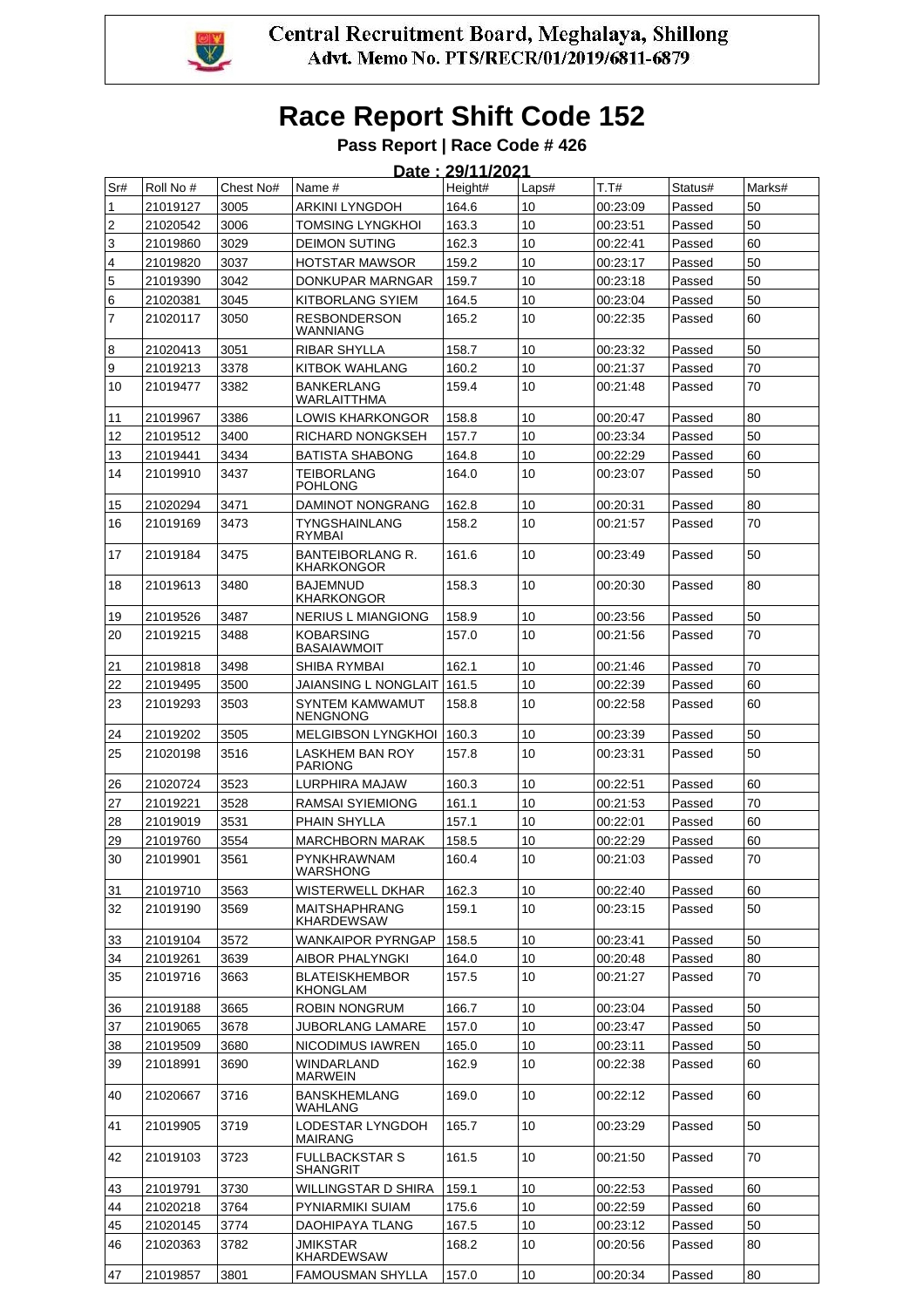Central Recruitment Board, Meghalaya, Shillong
Advt. Memo No. PTS/RECR/01/2019/6811-6879

# Race Report Shift Code 152

**Pass Report | Race Code # 426**

**Date : 29/11/2021**

| Sr# | Roll No # | Chest No# | Name # | Height# | Laps# | T.T# | Status# | Marks# |
|---|---|---|---|---|---|---|---|---|
| 1 | 21019127 | 3005 | ARKINI LYNGDOH | 164.6 | 10 | 00:23:09 | Passed | 50 |
| 2 | 21020542 | 3006 | TOMSING LYNGKHOI | 163.3 | 10 | 00:23:51 | Passed | 50 |
| 3 | 21019860 | 3029 | DEIMON SUTING | 162.3 | 10 | 00:22:41 | Passed | 60 |
| 4 | 21019820 | 3037 | HOTSTAR MAWSOR | 159.2 | 10 | 00:23:17 | Passed | 50 |
| 5 | 21019390 | 3042 | DONKUPAR MARNGAR | 159.7 | 10 | 00:23:18 | Passed | 50 |
| 6 | 21020381 | 3045 | KITBORLANG SYIEM | 164.5 | 10 | 00:23:04 | Passed | 50 |
| 7 | 21020117 | 3050 | RESBONDERSON WANNIANG | 165.2 | 10 | 00:22:35 | Passed | 60 |
| 8 | 21020413 | 3051 | RIBAR SHYLLA | 158.7 | 10 | 00:23:32 | Passed | 50 |
| 9 | 21019213 | 3378 | KITBOK WAHLANG | 160.2 | 10 | 00:21:37 | Passed | 70 |
| 10 | 21019477 | 3382 | BANKERLANG WARLAITTHMA | 159.4 | 10 | 00:21:48 | Passed | 70 |
| 11 | 21019967 | 3386 | LOWIS KHARKONGOR | 158.8 | 10 | 00:20:47 | Passed | 80 |
| 12 | 21019512 | 3400 | RICHARD NONGKSEH | 157.7 | 10 | 00:23:34 | Passed | 50 |
| 13 | 21019441 | 3434 | BATISTA SHABONG | 164.8 | 10 | 00:22:29 | Passed | 60 |
| 14 | 21019910 | 3437 | TEIBORLANG POHLONG | 164.0 | 10 | 00:23:07 | Passed | 50 |
| 15 | 21020294 | 3471 | DAMINOT NONGRANG | 162.8 | 10 | 00:20:31 | Passed | 80 |
| 16 | 21019169 | 3473 | TYNGSHAINLANG RYMBAI | 158.2 | 10 | 00:21:57 | Passed | 70 |
| 17 | 21019184 | 3475 | BANTEIBORLANG R. KHARKONGOR | 161.6 | 10 | 00:23:49 | Passed | 50 |
| 18 | 21019613 | 3480 | BAJEMNUD KHARKONGOR | 158.3 | 10 | 00:20:30 | Passed | 80 |
| 19 | 21019526 | 3487 | NERIUS L MIANGIONG | 158.9 | 10 | 00:23:56 | Passed | 50 |
| 20 | 21019215 | 3488 | KOBARSING BASAIAWMOIT | 157.0 | 10 | 00:21:56 | Passed | 70 |
| 21 | 21019818 | 3498 | SHIBA RYMBAI | 162.1 | 10 | 00:21:46 | Passed | 70 |
| 22 | 21019495 | 3500 | JAIANSING L NONGLAIT | 161.5 | 10 | 00:22:39 | Passed | 60 |
| 23 | 21019293 | 3503 | SYNTEM KAMWAMUT NENGNONG | 158.8 | 10 | 00:22:58 | Passed | 60 |
| 24 | 21019202 | 3505 | MELGIBSON LYNGKHOI | 160.3 | 10 | 00:23:39 | Passed | 50 |
| 25 | 21020198 | 3516 | LASKHEM BAN ROY PARIONG | 157.8 | 10 | 00:23:31 | Passed | 50 |
| 26 | 21020724 | 3523 | LURPHIRA MAJAW | 160.3 | 10 | 00:22:51 | Passed | 60 |
| 27 | 21019221 | 3528 | RAMSAI SYIEMIONG | 161.1 | 10 | 00:21:53 | Passed | 70 |
| 28 | 21019019 | 3531 | PHAIN SHYLLA | 157.1 | 10 | 00:22:01 | Passed | 60 |
| 29 | 21019760 | 3554 | MARCHBORN MARAK | 158.5 | 10 | 00:22:29 | Passed | 60 |
| 30 | 21019901 | 3561 | PYNKHRAWNAM WARSHONG | 160.4 | 10 | 00:21:03 | Passed | 70 |
| 31 | 21019710 | 3563 | WISTERWELL DKHAR | 162.3 | 10 | 00:22:40 | Passed | 60 |
| 32 | 21019190 | 3569 | MAITSHAPHRANG KHARDEWSAW | 159.1 | 10 | 00:23:15 | Passed | 50 |
| 33 | 21019104 | 3572 | WANKAIPOR PYRNGAP | 158.5 | 10 | 00:23:41 | Passed | 50 |
| 34 | 21019261 | 3639 | AIBOR PHALYNGKI | 164.0 | 10 | 00:20:48 | Passed | 80 |
| 35 | 21019716 | 3663 | BLATEISKHEMBOR KHONGLAM | 157.5 | 10 | 00:21:27 | Passed | 70 |
| 36 | 21019188 | 3665 | ROBIN NONGRUM | 166.7 | 10 | 00:23:04 | Passed | 50 |
| 37 | 21019065 | 3678 | JUBORLANG LAMARE | 157.0 | 10 | 00:23:47 | Passed | 50 |
| 38 | 21019509 | 3680 | NICODIMUS IAWREN | 165.0 | 10 | 00:23:11 | Passed | 50 |
| 39 | 21018991 | 3690 | WINDARLAND MARWEIN | 162.9 | 10 | 00:22:38 | Passed | 60 |
| 40 | 21020667 | 3716 | BANSKHEMLANG WAHLANG | 169.0 | 10 | 00:22:12 | Passed | 60 |
| 41 | 21019905 | 3719 | LODESTAR LYNGDOH MAIRANG | 165.7 | 10 | 00:23:29 | Passed | 50 |
| 42 | 21019103 | 3723 | FULLBACKSTAR S SHANGRIT | 161.5 | 10 | 00:21:50 | Passed | 70 |
| 43 | 21019791 | 3730 | WILLINGSTAR D SHIRA | 159.1 | 10 | 00:22:53 | Passed | 60 |
| 44 | 21020218 | 3764 | PYNIARMIKI SUIAM | 175.6 | 10 | 00:22:59 | Passed | 60 |
| 45 | 21020145 | 3774 | DAOHIPAYA TLANG | 167.5 | 10 | 00:23:12 | Passed | 50 |
| 46 | 21020363 | 3782 | JMIKSTAR KHARDEWSAW | 168.2 | 10 | 00:20:56 | Passed | 80 |
| 47 | 21019857 | 3801 | FAMOUSMAN SHYLLA | 157.0 | 10 | 00:20:34 | Passed | 80 |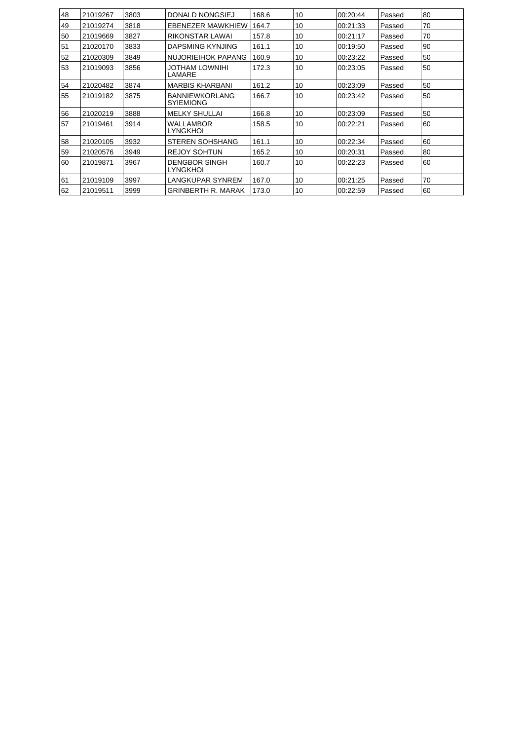| 48 | 21019267 | 3803 | DONALD NONGSIEJ | 168.6 | 10 | 00:20:44 | Passed | 80 |
|---|---|---|---|---|---|---|---|---|
| 49 | 21019274 | 3818 | EBENEZER MAWKHIEW | 164.7 | 10 | 00:21:33 | Passed | 70 |
| 50 | 21019669 | 3827 | RIKONSTAR LAWAI | 157.8 | 10 | 00:21:17 | Passed | 70 |
| 51 | 21020170 | 3833 | DAPSMING KYNJING | 161.1 | 10 | 00:19:50 | Passed | 90 |
| 52 | 21020309 | 3849 | NUJORIEIHOK PAPANG | 160.9 | 10 | 00:23:22 | Passed | 50 |
| 53 | 21019093 | 3856 | JOTHAM LOWNIHI LAMARE | 172.3 | 10 | 00:23:05 | Passed | 50 |
| 54 | 21020482 | 3874 | MARBIS KHARBANI | 161.2 | 10 | 00:23:09 | Passed | 50 |
| 55 | 21019182 | 3875 | BANNIEWKORLANG SYIEMIONG | 166.7 | 10 | 00:23:42 | Passed | 50 |
| 56 | 21020219 | 3888 | MELKY SHULLAI | 166.8 | 10 | 00:23:09 | Passed | 50 |
| 57 | 21019461 | 3914 | WALLAMBOR LYNGKHOI | 158.5 | 10 | 00:22:21 | Passed | 60 |
| 58 | 21020105 | 3932 | STEREN SOHSHANG | 161.1 | 10 | 00:22:34 | Passed | 60 |
| 59 | 21020576 | 3949 | REJOY SOHTUN | 165.2 | 10 | 00:20:31 | Passed | 80 |
| 60 | 21019871 | 3967 | DENGBOR SINGH LYNGKHOI | 160.7 | 10 | 00:22:23 | Passed | 60 |
| 61 | 21019109 | 3997 | LANGKUPAR SYNREM | 167.0 | 10 | 00:21:25 | Passed | 70 |
| 62 | 21019511 | 3999 | GRINBERTH R. MARAK | 173.0 | 10 | 00:22:59 | Passed | 60 |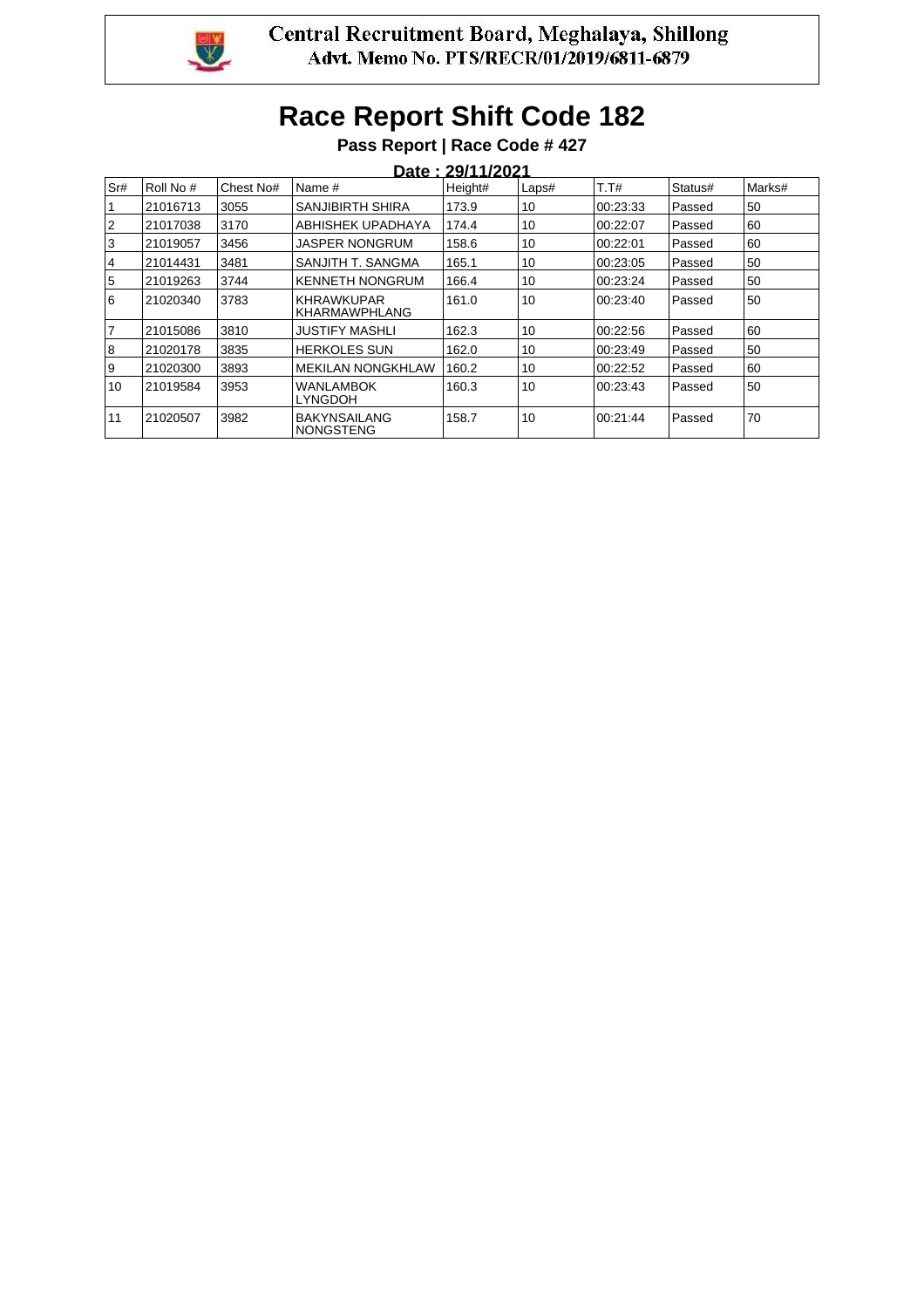Central Recruitment Board, Meghalaya, Shillong
Advt. Memo No. PTS/RECR/01/2019/6811-6879

# Race Report Shift Code 182

**Pass Report | Race Code # 427**

**Date : 29/11/2021**

| Sr# | Roll No # | Chest No# | Name # | Height# | Laps# | T.T# | Status# | Marks# |
|---|---|---|---|---|---|---|---|---|
| 1 | 21016713 | 3055 | SANJIBIRTH SHIRA | 173.9 | 10 | 00:23:33 | Passed | 50 |
| 2 | 21017038 | 3170 | ABHISHEK UPADHAYA | 174.4 | 10 | 00:22:07 | Passed | 60 |
| 3 | 21019057 | 3456 | JASPER NONGRUM | 158.6 | 10 | 00:22:01 | Passed | 60 |
| 4 | 21014431 | 3481 | SANJITH T. SANGMA | 165.1 | 10 | 00:23:05 | Passed | 50 |
| 5 | 21019263 | 3744 | KENNETH NONGRUM | 166.4 | 10 | 00:23:24 | Passed | 50 |
| 6 | 21020340 | 3783 | KHRAWKUPAR KHARMAWPHLANG | 161.0 | 10 | 00:23:40 | Passed | 50 |
| 7 | 21015086 | 3810 | JUSTIFY MASHLI | 162.3 | 10 | 00:22:56 | Passed | 60 |
| 8 | 21020178 | 3835 | HERKOLES SUN | 162.0 | 10 | 00:23:49 | Passed | 50 |
| 9 | 21020300 | 3893 | MEKILAN NONGKHLAW | 160.2 | 10 | 00:22:52 | Passed | 60 |
| 10 | 21019584 | 3953 | WANLAMBOK LYNGDOH | 160.3 | 10 | 00:23:43 | Passed | 50 |
| 11 | 21020507 | 3982 | BAKYNSAILANG NONGSTENG | 158.7 | 10 | 00:21:44 | Passed | 70 |